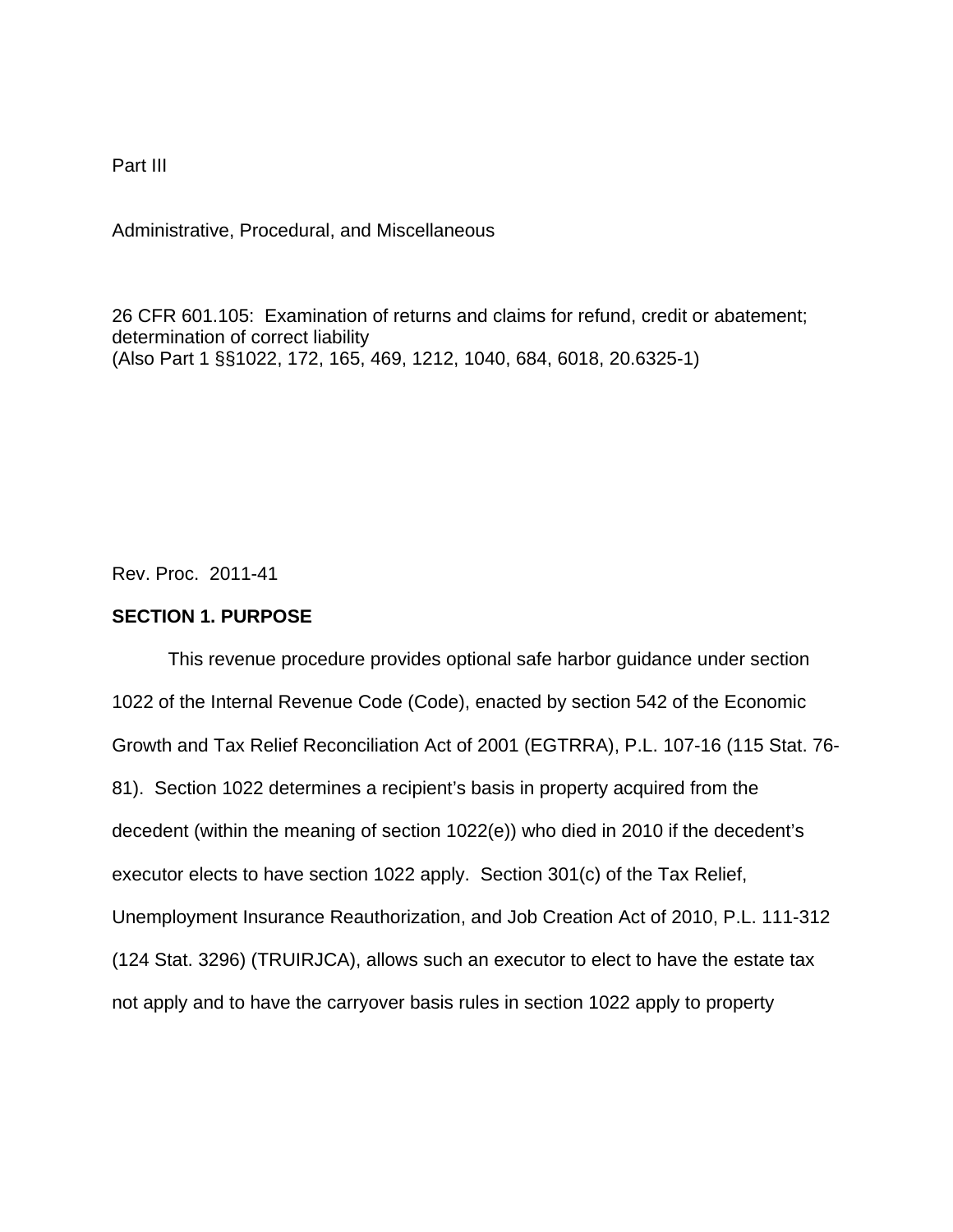Part III

Administrative, Procedural, and Miscellaneous

26 CFR 601.105: Examination of returns and claims for refund, credit or abatement; determination of correct liability
(Also Part 1 §§1022, 172, 165, 469, 1212, 1040, 684, 6018, 20.6325-1)

Rev. Proc. 2011-41

**SECTION 1. PURPOSE**

This revenue procedure provides optional safe harbor guidance under section 1022 of the Internal Revenue Code (Code), enacted by section 542 of the Economic Growth and Tax Relief Reconciliation Act of 2001 (EGTRRA), P.L. 107-16 (115 Stat. 76-81). Section 1022 determines a recipient's basis in property acquired from the decedent (within the meaning of section 1022(e)) who died in 2010 if the decedent's executor elects to have section 1022 apply. Section 301(c) of the Tax Relief, Unemployment Insurance Reauthorization, and Job Creation Act of 2010, P.L. 111-312 (124 Stat. 3296) (TRUIRJCA), allows such an executor to elect to have the estate tax not apply and to have the carryover basis rules in section 1022 apply to property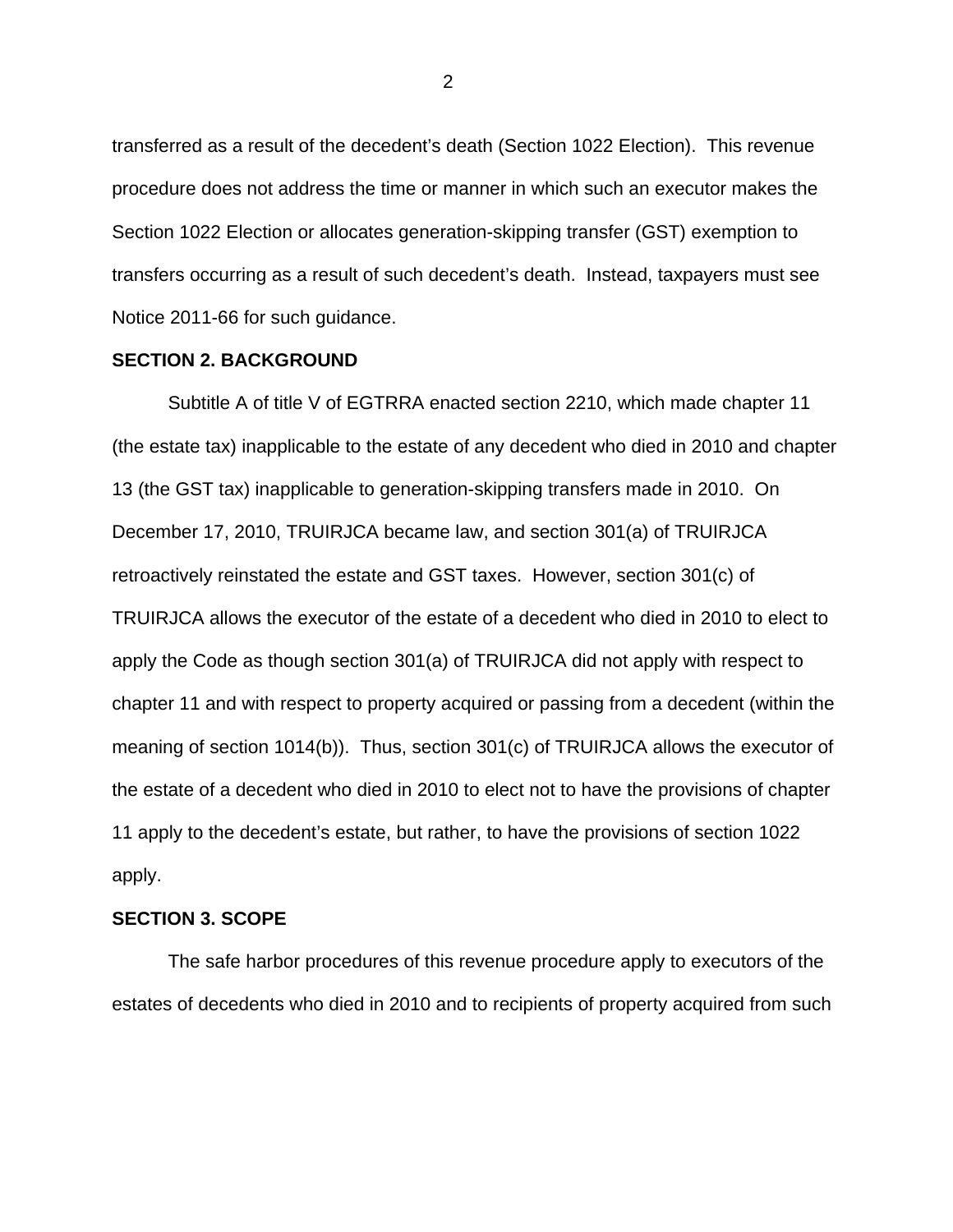transferred as a result of the decedent's death (Section 1022 Election). This revenue procedure does not address the time or manner in which such an executor makes the Section 1022 Election or allocates generation-skipping transfer (GST) exemption to transfers occurring as a result of such decedent's death. Instead, taxpayers must see Notice 2011-66 for such guidance.

**SECTION 2. BACKGROUND**

Subtitle A of title V of EGTRRA enacted section 2210, which made chapter 11 (the estate tax) inapplicable to the estate of any decedent who died in 2010 and chapter 13 (the GST tax) inapplicable to generation-skipping transfers made in 2010. On December 17, 2010, TRUIRJCA became law, and section 301(a) of TRUIRJCA retroactively reinstated the estate and GST taxes. However, section 301(c) of TRUIRJCA allows the executor of the estate of a decedent who died in 2010 to elect to apply the Code as though section 301(a) of TRUIRJCA did not apply with respect to chapter 11 and with respect to property acquired or passing from a decedent (within the meaning of section 1014(b)). Thus, section 301(c) of TRUIRJCA allows the executor of the estate of a decedent who died in 2010 to elect not to have the provisions of chapter 11 apply to the decedent's estate, but rather, to have the provisions of section 1022 apply.

**SECTION 3. SCOPE**

The safe harbor procedures of this revenue procedure apply to executors of the estates of decedents who died in 2010 and to recipients of property acquired from such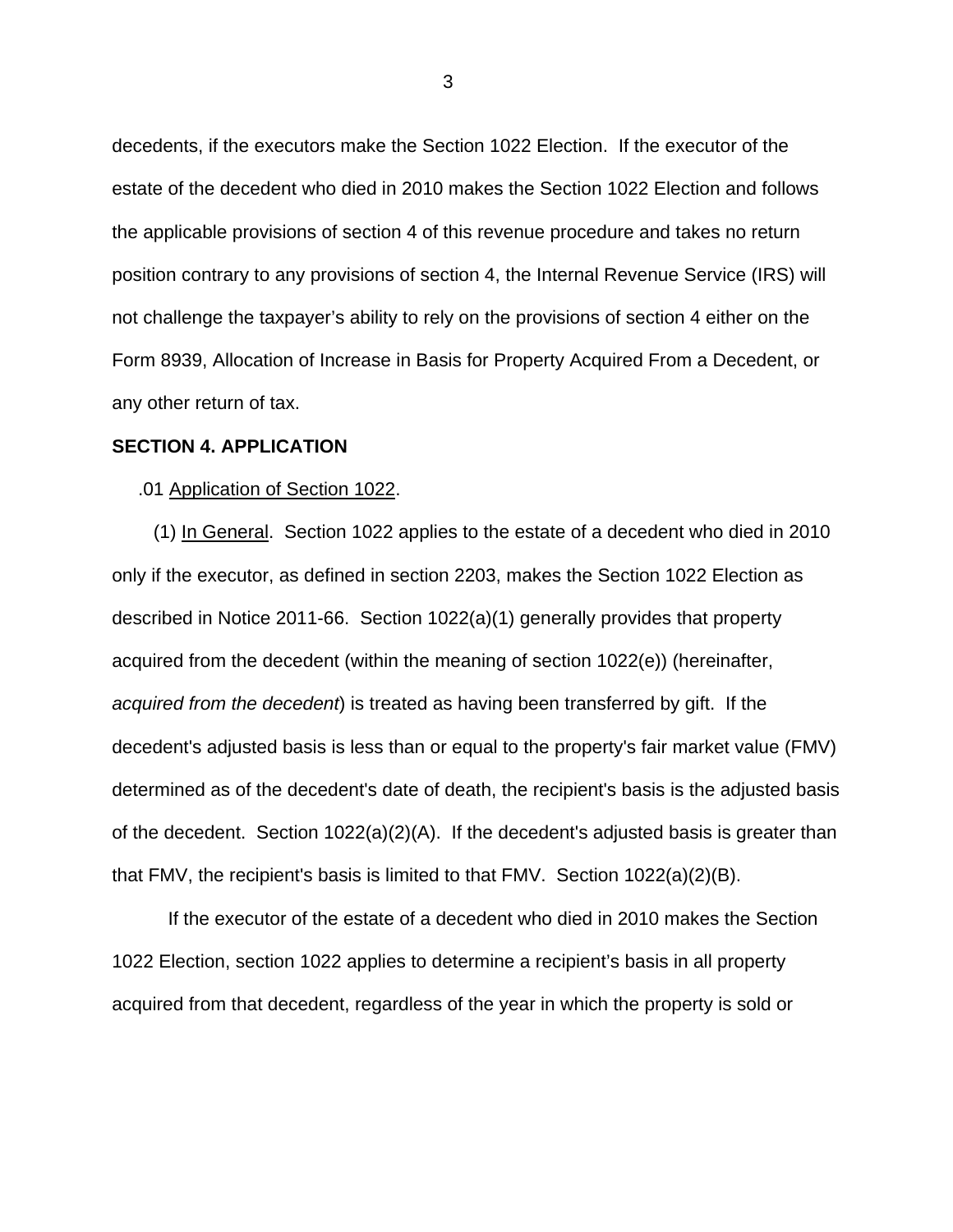decedents, if the executors make the Section 1022 Election. If the executor of the estate of the decedent who died in 2010 makes the Section 1022 Election and follows the applicable provisions of section 4 of this revenue procedure and takes no return position contrary to any provisions of section 4, the Internal Revenue Service (IRS) will not challenge the taxpayer's ability to rely on the provisions of section 4 either on the Form 8939, Allocation of Increase in Basis for Property Acquired From a Decedent, or any other return of tax.

**SECTION 4. APPLICATION**

.01 Application of Section 1022.

(1) In General. Section 1022 applies to the estate of a decedent who died in 2010 only if the executor, as defined in section 2203, makes the Section 1022 Election as described in Notice 2011-66. Section 1022(a)(1) generally provides that property acquired from the decedent (within the meaning of section 1022(e)) (hereinafter, *acquired from the decedent*) is treated as having been transferred by gift. If the decedent's adjusted basis is less than or equal to the property's fair market value (FMV) determined as of the decedent's date of death, the recipient's basis is the adjusted basis of the decedent. Section 1022(a)(2)(A). If the decedent's adjusted basis is greater than that FMV, the recipient's basis is limited to that FMV. Section 1022(a)(2)(B).

If the executor of the estate of a decedent who died in 2010 makes the Section 1022 Election, section 1022 applies to determine a recipient's basis in all property acquired from that decedent, regardless of the year in which the property is sold or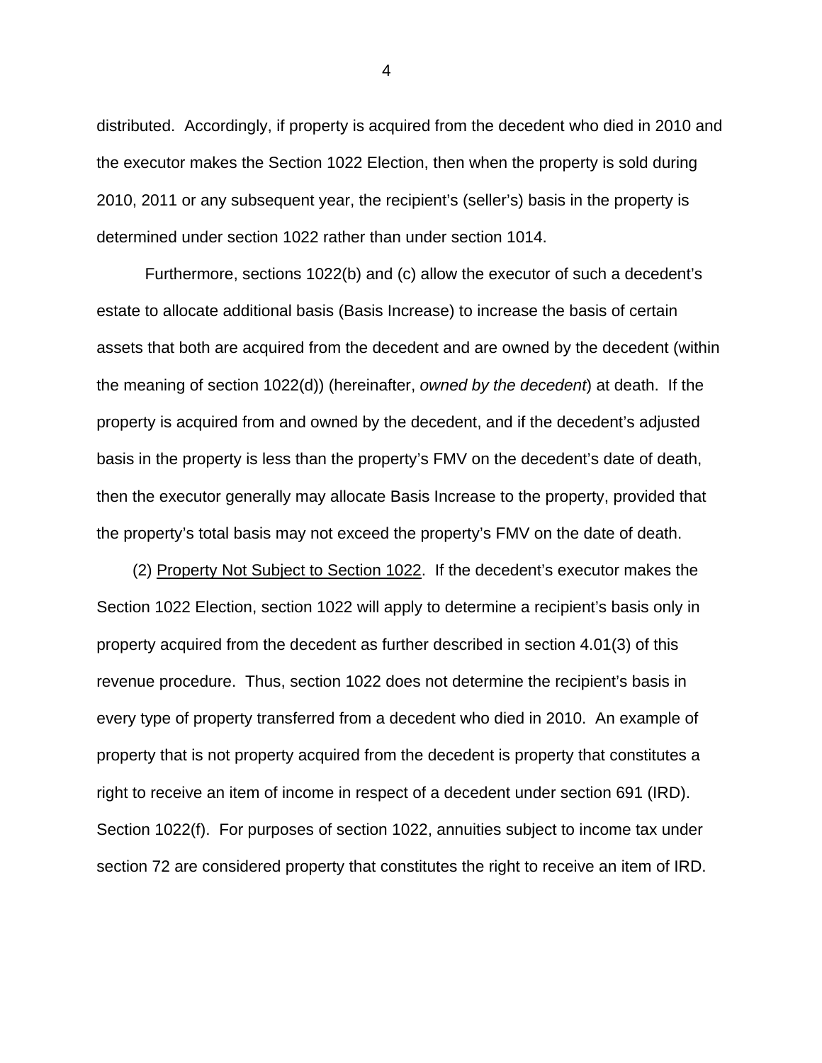distributed. Accordingly, if property is acquired from the decedent who died in 2010 and the executor makes the Section 1022 Election, then when the property is sold during 2010, 2011 or any subsequent year, the recipient's (seller's) basis in the property is determined under section 1022 rather than under section 1014.

Furthermore, sections 1022(b) and (c) allow the executor of such a decedent's estate to allocate additional basis (Basis Increase) to increase the basis of certain assets that both are acquired from the decedent and are owned by the decedent (within the meaning of section 1022(d)) (hereinafter, *owned by the decedent*) at death. If the property is acquired from and owned by the decedent, and if the decedent's adjusted basis in the property is less than the property's FMV on the decedent's date of death, then the executor generally may allocate Basis Increase to the property, provided that the property's total basis may not exceed the property's FMV on the date of death.

(2) <u>Property Not Subject to Section 1022</u>. If the decedent's executor makes the Section 1022 Election, section 1022 will apply to determine a recipient's basis only in property acquired from the decedent as further described in section 4.01(3) of this revenue procedure. Thus, section 1022 does not determine the recipient's basis in every type of property transferred from a decedent who died in 2010. An example of property that is not property acquired from the decedent is property that constitutes a right to receive an item of income in respect of a decedent under section 691 (IRD). Section 1022(f). For purposes of section 1022, annuities subject to income tax under section 72 are considered property that constitutes the right to receive an item of IRD.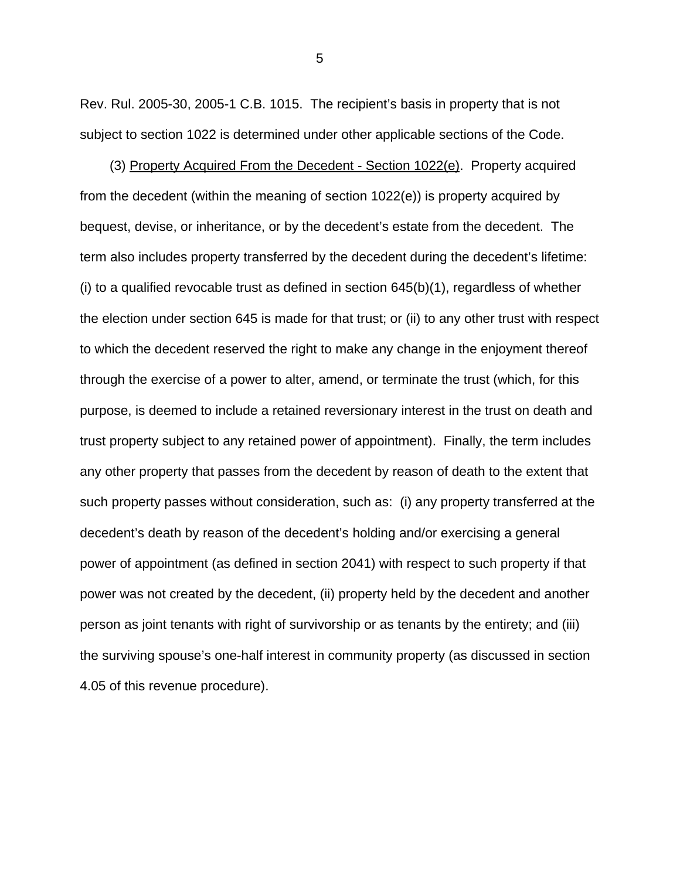Rev. Rul. 2005-30, 2005-1 C.B. 1015. The recipient's basis in property that is not subject to section 1022 is determined under other applicable sections of the Code.

(3) Property Acquired From the Decedent - Section 1022(e). Property acquired from the decedent (within the meaning of section 1022(e)) is property acquired by bequest, devise, or inheritance, or by the decedent's estate from the decedent. The term also includes property transferred by the decedent during the decedent's lifetime: (i) to a qualified revocable trust as defined in section 645(b)(1), regardless of whether the election under section 645 is made for that trust; or (ii) to any other trust with respect to which the decedent reserved the right to make any change in the enjoyment thereof through the exercise of a power to alter, amend, or terminate the trust (which, for this purpose, is deemed to include a retained reversionary interest in the trust on death and trust property subject to any retained power of appointment). Finally, the term includes any other property that passes from the decedent by reason of death to the extent that such property passes without consideration, such as: (i) any property transferred at the decedent's death by reason of the decedent's holding and/or exercising a general power of appointment (as defined in section 2041) with respect to such property if that power was not created by the decedent, (ii) property held by the decedent and another person as joint tenants with right of survivorship or as tenants by the entirety; and (iii) the surviving spouse's one-half interest in community property (as discussed in section 4.05 of this revenue procedure).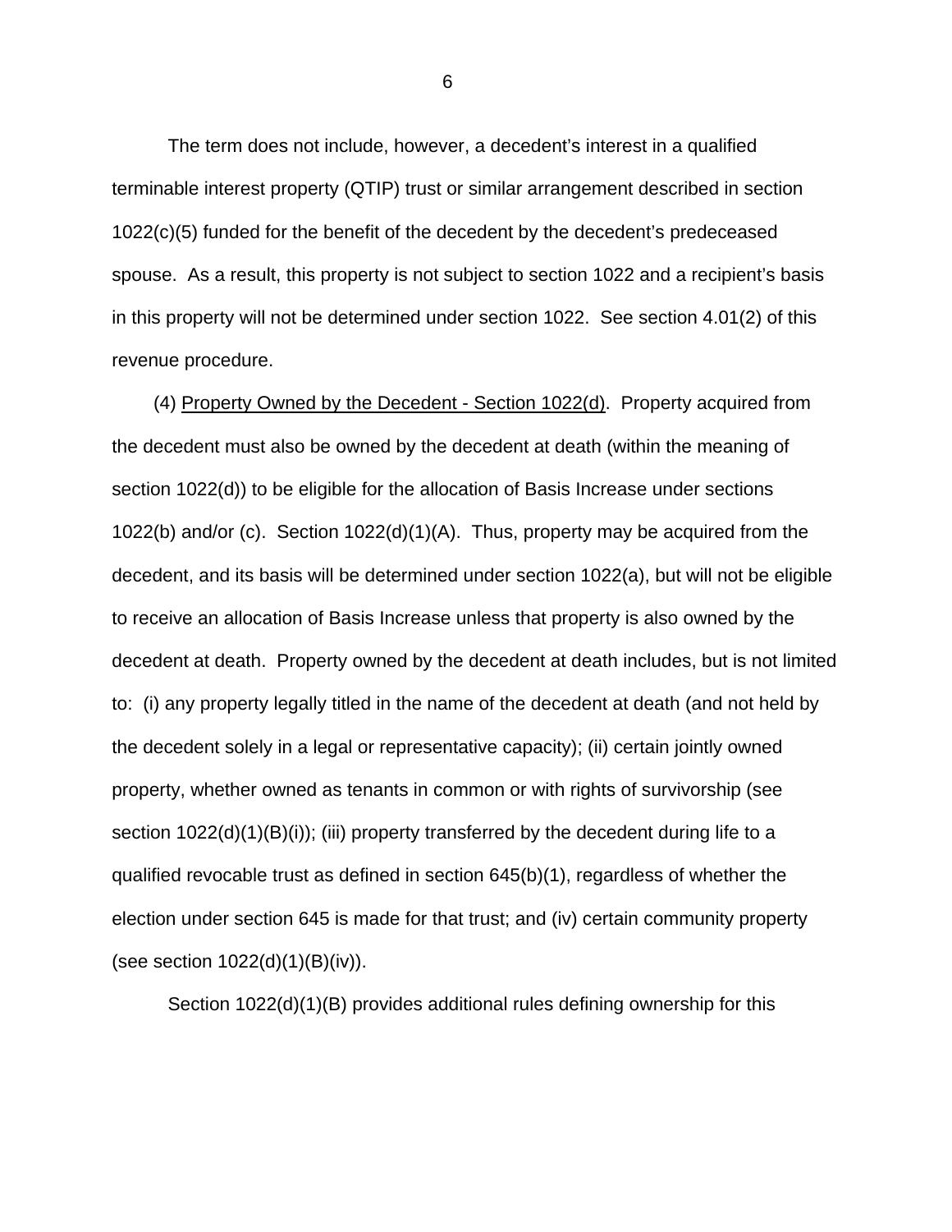The term does not include, however, a decedent's interest in a qualified terminable interest property (QTIP) trust or similar arrangement described in section 1022(c)(5) funded for the benefit of the decedent by the decedent's predeceased spouse. As a result, this property is not subject to section 1022 and a recipient's basis in this property will not be determined under section 1022. See section 4.01(2) of this revenue procedure.

(4) Property Owned by the Decedent - Section 1022(d). Property acquired from the decedent must also be owned by the decedent at death (within the meaning of section 1022(d)) to be eligible for the allocation of Basis Increase under sections 1022(b) and/or (c). Section 1022(d)(1)(A). Thus, property may be acquired from the decedent, and its basis will be determined under section 1022(a), but will not be eligible to receive an allocation of Basis Increase unless that property is also owned by the decedent at death. Property owned by the decedent at death includes, but is not limited to: (i) any property legally titled in the name of the decedent at death (and not held by the decedent solely in a legal or representative capacity); (ii) certain jointly owned property, whether owned as tenants in common or with rights of survivorship (see section 1022(d)(1)(B)(i)); (iii) property transferred by the decedent during life to a qualified revocable trust as defined in section 645(b)(1), regardless of whether the election under section 645 is made for that trust; and (iv) certain community property (see section 1022(d)(1)(B)(iv)).

Section 1022(d)(1)(B) provides additional rules defining ownership for this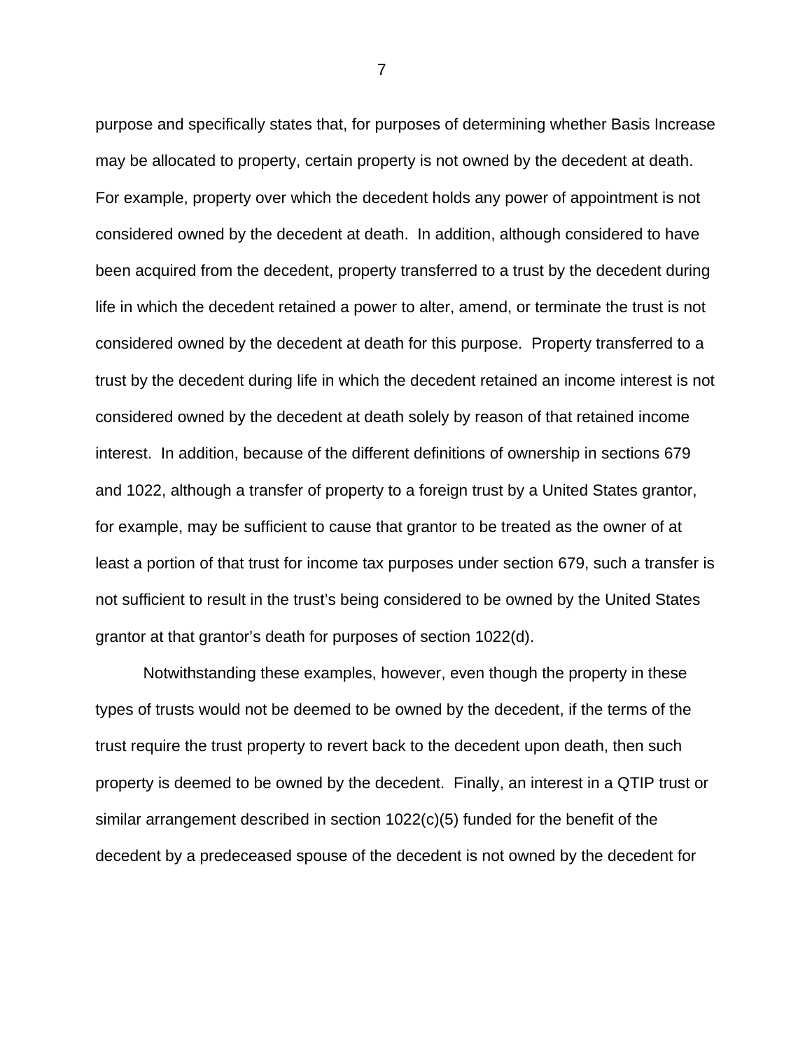purpose and specifically states that, for purposes of determining whether Basis Increase may be allocated to property, certain property is not owned by the decedent at death. For example, property over which the decedent holds any power of appointment is not considered owned by the decedent at death. In addition, although considered to have been acquired from the decedent, property transferred to a trust by the decedent during life in which the decedent retained a power to alter, amend, or terminate the trust is not considered owned by the decedent at death for this purpose. Property transferred to a trust by the decedent during life in which the decedent retained an income interest is not considered owned by the decedent at death solely by reason of that retained income interest. In addition, because of the different definitions of ownership in sections 679 and 1022, although a transfer of property to a foreign trust by a United States grantor, for example, may be sufficient to cause that grantor to be treated as the owner of at least a portion of that trust for income tax purposes under section 679, such a transfer is not sufficient to result in the trust's being considered to be owned by the United States grantor at that grantor's death for purposes of section 1022(d).

Notwithstanding these examples, however, even though the property in these types of trusts would not be deemed to be owned by the decedent, if the terms of the trust require the trust property to revert back to the decedent upon death, then such property is deemed to be owned by the decedent. Finally, an interest in a QTIP trust or similar arrangement described in section 1022(c)(5) funded for the benefit of the decedent by a predeceased spouse of the decedent is not owned by the decedent for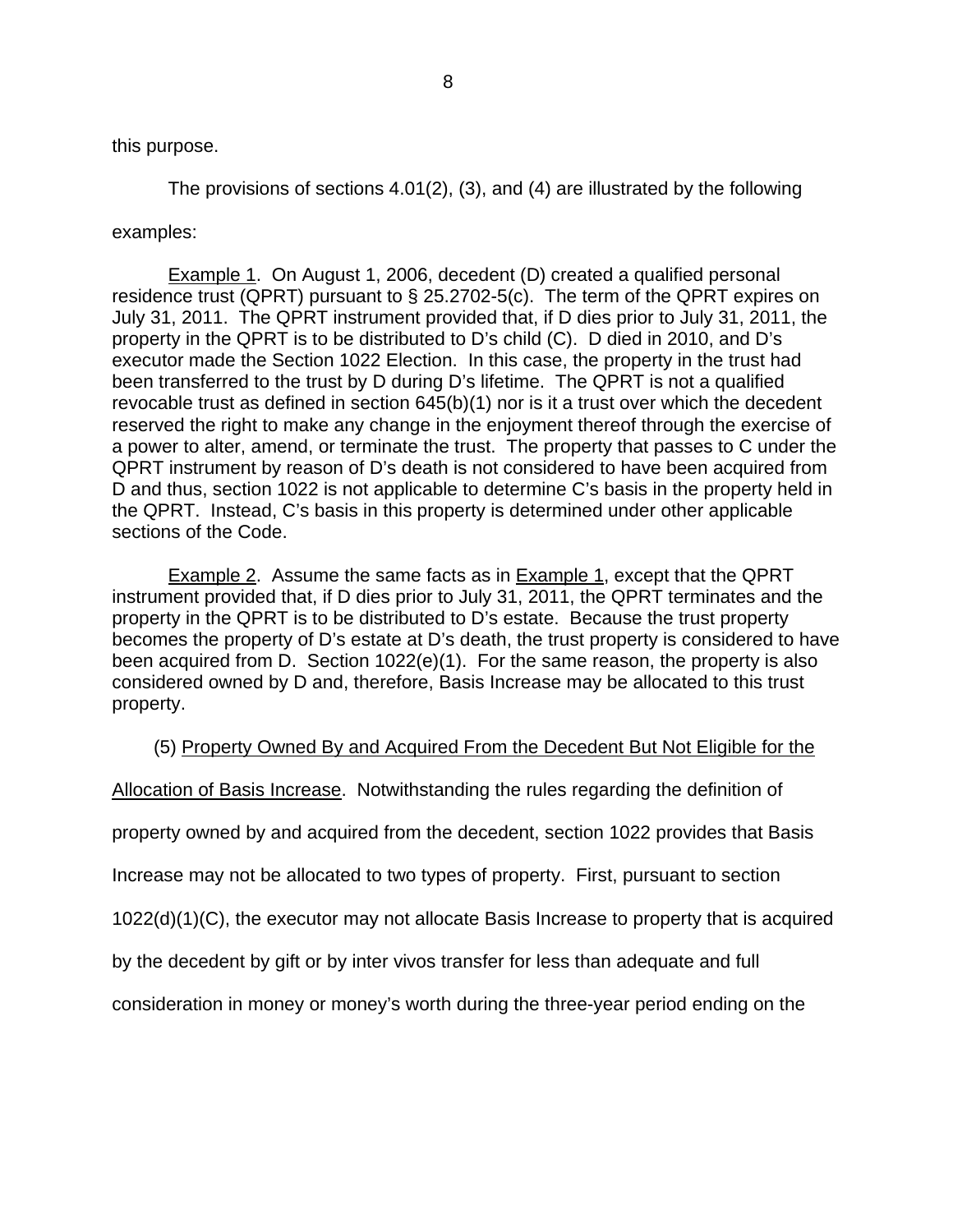this purpose.

The provisions of sections 4.01(2), (3), and (4) are illustrated by the following examples:

<u>Example 1</u>. On August 1, 2006, decedent (D) created a qualified personal residence trust (QPRT) pursuant to § 25.2702-5(c). The term of the QPRT expires on July 31, 2011. The QPRT instrument provided that, if D dies prior to July 31, 2011, the property in the QPRT is to be distributed to D's child (C). D died in 2010, and D's executor made the Section 1022 Election. In this case, the property in the trust had been transferred to the trust by D during D's lifetime. The QPRT is not a qualified revocable trust as defined in section 645(b)(1) nor is it a trust over which the decedent reserved the right to make any change in the enjoyment thereof through the exercise of a power to alter, amend, or terminate the trust. The property that passes to C under the QPRT instrument by reason of D's death is not considered to have been acquired from D and thus, section 1022 is not applicable to determine C's basis in the property held in the QPRT. Instead, C's basis in this property is determined under other applicable sections of the Code.

<u>Example 2</u>. Assume the same facts as in <u>Example 1</u>, except that the QPRT instrument provided that, if D dies prior to July 31, 2011, the QPRT terminates and the property in the QPRT is to be distributed to D's estate. Because the trust property becomes the property of D's estate at D's death, the trust property is considered to have been acquired from D. Section 1022(e)(1). For the same reason, the property is also considered owned by D and, therefore, Basis Increase may be allocated to this trust property.

(5) <u>Property Owned By and Acquired From the Decedent But Not Eligible for the Allocation of Basis Increase</u>. Notwithstanding the rules regarding the definition of property owned by and acquired from the decedent, section 1022 provides that Basis Increase may not be allocated to two types of property. First, pursuant to section 1022(d)(1)(C), the executor may not allocate Basis Increase to property that is acquired by the decedent by gift or by inter vivos transfer for less than adequate and full consideration in money or money's worth during the three-year period ending on the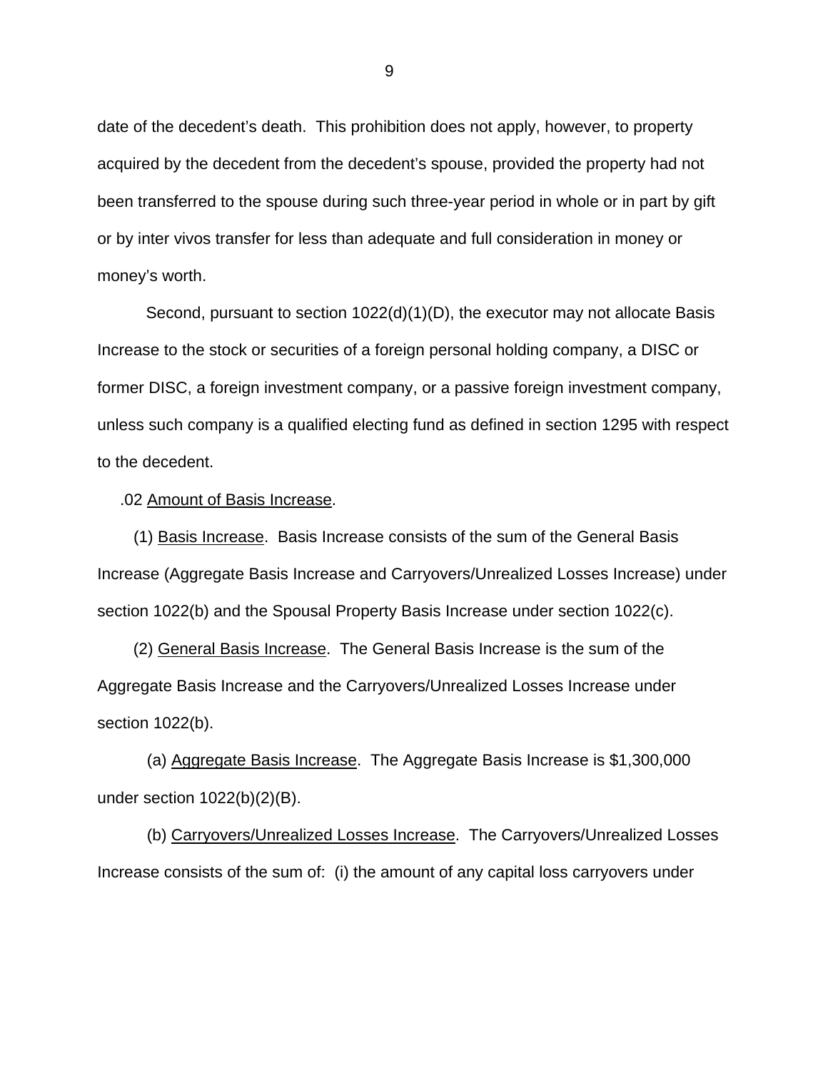date of the decedent's death. This prohibition does not apply, however, to property acquired by the decedent from the decedent's spouse, provided the property had not been transferred to the spouse during such three-year period in whole or in part by gift or by inter vivos transfer for less than adequate and full consideration in money or money's worth.

Second, pursuant to section 1022(d)(1)(D), the executor may not allocate Basis Increase to the stock or securities of a foreign personal holding company, a DISC or former DISC, a foreign investment company, or a passive foreign investment company, unless such company is a qualified electing fund as defined in section 1295 with respect to the decedent.

.02 Amount of Basis Increase.

(1) Basis Increase. Basis Increase consists of the sum of the General Basis Increase (Aggregate Basis Increase and Carryovers/Unrealized Losses Increase) under section 1022(b) and the Spousal Property Basis Increase under section 1022(c).

(2) General Basis Increase. The General Basis Increase is the sum of the Aggregate Basis Increase and the Carryovers/Unrealized Losses Increase under section 1022(b).

(a) Aggregate Basis Increase. The Aggregate Basis Increase is $1,300,000 under section 1022(b)(2)(B).

(b) Carryovers/Unrealized Losses Increase. The Carryovers/Unrealized Losses Increase consists of the sum of: (i) the amount of any capital loss carryovers under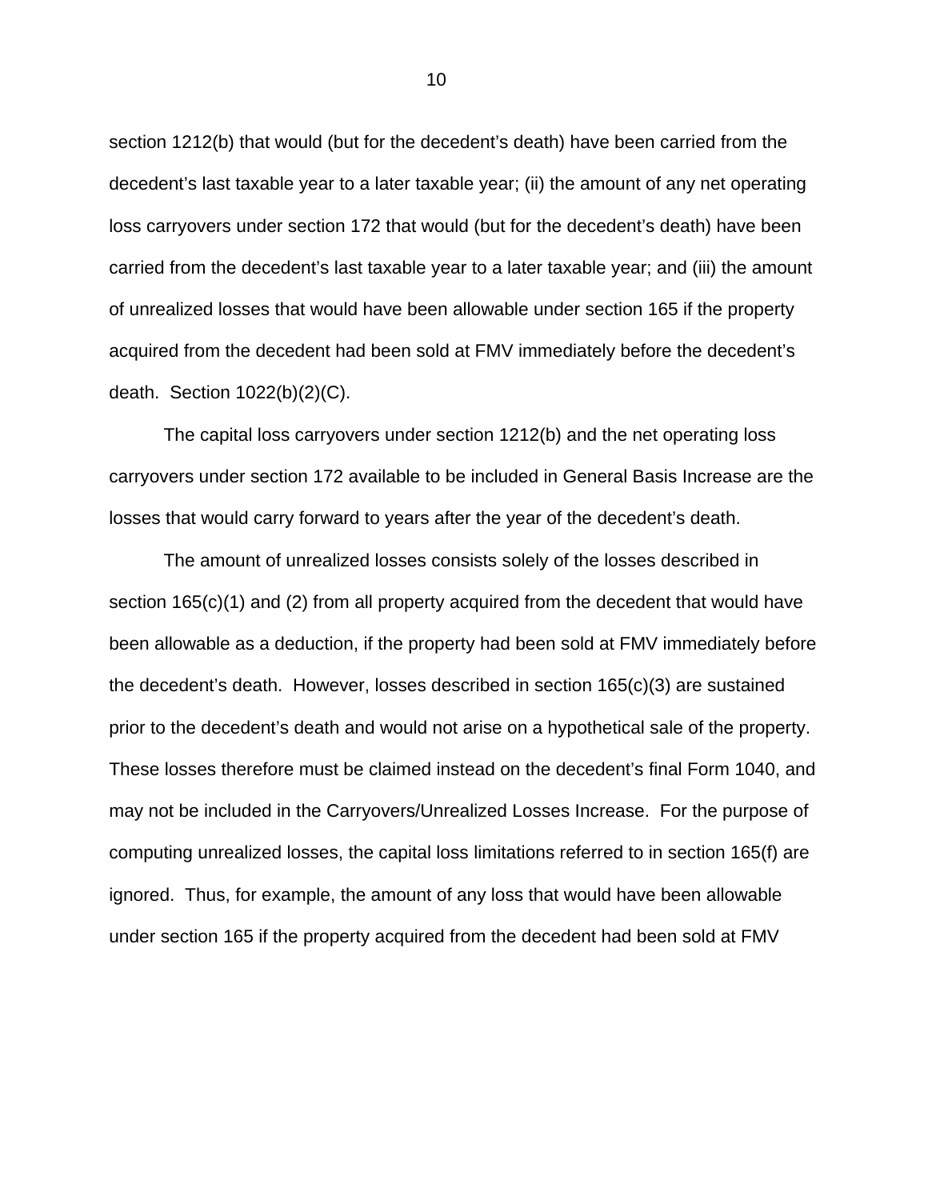section 1212(b) that would (but for the decedent's death) have been carried from the decedent's last taxable year to a later taxable year; (ii) the amount of any net operating loss carryovers under section 172 that would (but for the decedent's death) have been carried from the decedent's last taxable year to a later taxable year; and (iii) the amount of unrealized losses that would have been allowable under section 165 if the property acquired from the decedent had been sold at FMV immediately before the decedent's death. Section 1022(b)(2)(C).

The capital loss carryovers under section 1212(b) and the net operating loss carryovers under section 172 available to be included in General Basis Increase are the losses that would carry forward to years after the year of the decedent's death.

The amount of unrealized losses consists solely of the losses described in section 165(c)(1) and (2) from all property acquired from the decedent that would have been allowable as a deduction, if the property had been sold at FMV immediately before the decedent's death. However, losses described in section 165(c)(3) are sustained prior to the decedent's death and would not arise on a hypothetical sale of the property. These losses therefore must be claimed instead on the decedent's final Form 1040, and may not be included in the Carryovers/Unrealized Losses Increase. For the purpose of computing unrealized losses, the capital loss limitations referred to in section 165(f) are ignored. Thus, for example, the amount of any loss that would have been allowable under section 165 if the property acquired from the decedent had been sold at FMV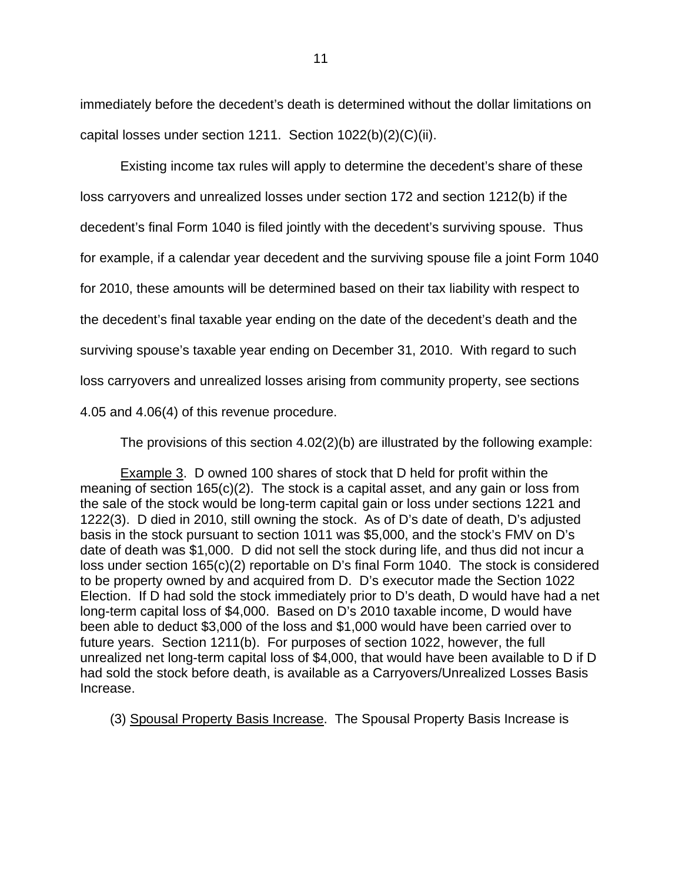immediately before the decedent's death is determined without the dollar limitations on capital losses under section 1211. Section 1022(b)(2)(C)(ii).

Existing income tax rules will apply to determine the decedent's share of these loss carryovers and unrealized losses under section 172 and section 1212(b) if the decedent's final Form 1040 is filed jointly with the decedent's surviving spouse. Thus for example, if a calendar year decedent and the surviving spouse file a joint Form 1040 for 2010, these amounts will be determined based on their tax liability with respect to the decedent's final taxable year ending on the date of the decedent's death and the surviving spouse's taxable year ending on December 31, 2010. With regard to such loss carryovers and unrealized losses arising from community property, see sections 4.05 and 4.06(4) of this revenue procedure.

The provisions of this section 4.02(2)(b) are illustrated by the following example:

Example 3. D owned 100 shares of stock that D held for profit within the meaning of section 165(c)(2). The stock is a capital asset, and any gain or loss from the sale of the stock would be long-term capital gain or loss under sections 1221 and 1222(3). D died in 2010, still owning the stock. As of D's date of death, D's adjusted basis in the stock pursuant to section 1011 was $5,000, and the stock's FMV on D's date of death was $1,000. D did not sell the stock during life, and thus did not incur a loss under section 165(c)(2) reportable on D's final Form 1040. The stock is considered to be property owned by and acquired from D. D's executor made the Section 1022 Election. If D had sold the stock immediately prior to D's death, D would have had a net long-term capital loss of $4,000. Based on D's 2010 taxable income, D would have been able to deduct $3,000 of the loss and $1,000 would have been carried over to future years. Section 1211(b). For purposes of section 1022, however, the full unrealized net long-term capital loss of $4,000, that would have been available to D if D had sold the stock before death, is available as a Carryovers/Unrealized Losses Basis Increase.

(3) Spousal Property Basis Increase. The Spousal Property Basis Increase is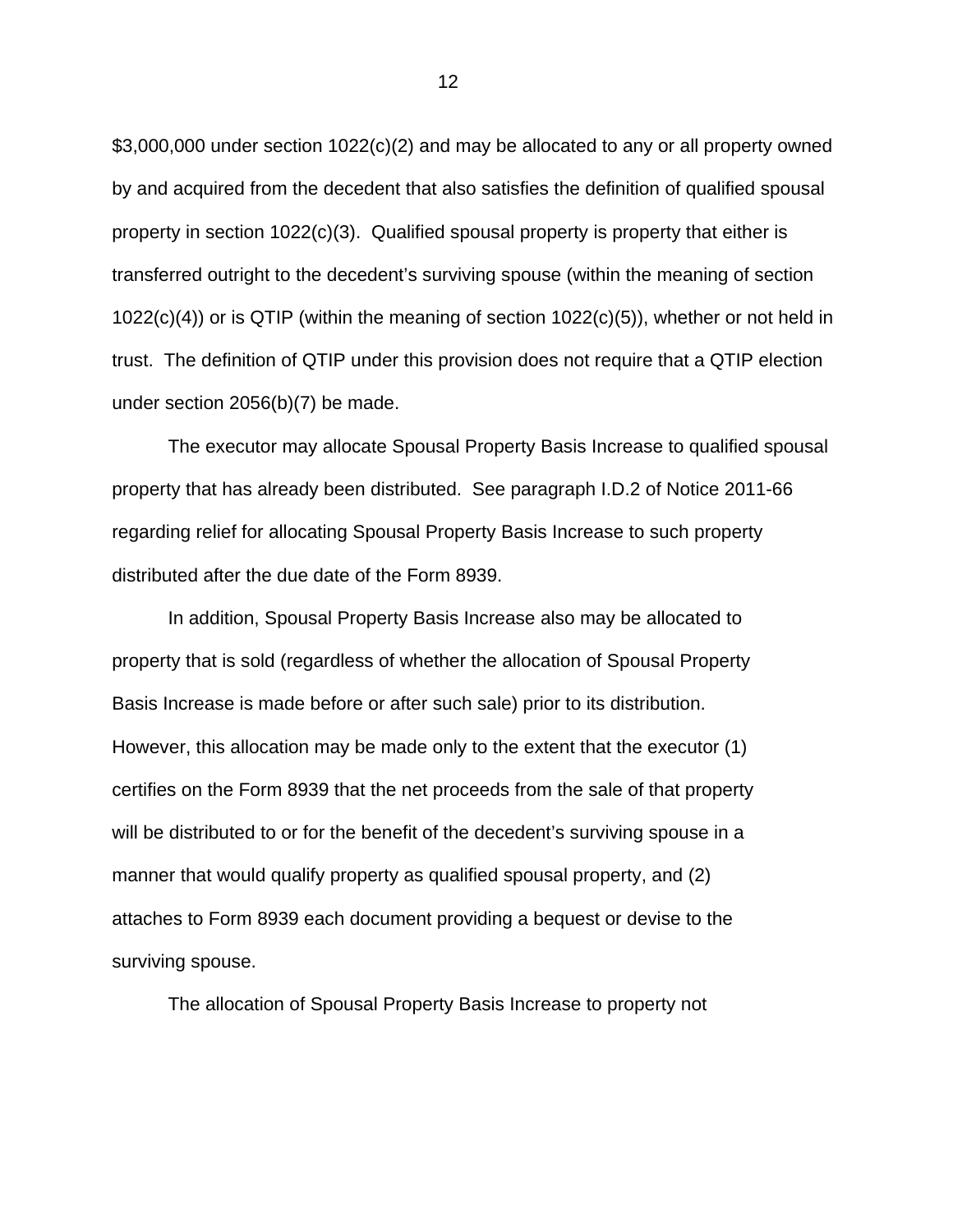$3,000,000 under section 1022(c)(2) and may be allocated to any or all property owned by and acquired from the decedent that also satisfies the definition of qualified spousal property in section 1022(c)(3). Qualified spousal property is property that either is transferred outright to the decedent's surviving spouse (within the meaning of section 1022(c)(4)) or is QTIP (within the meaning of section 1022(c)(5)), whether or not held in trust. The definition of QTIP under this provision does not require that a QTIP election under section 2056(b)(7) be made.

The executor may allocate Spousal Property Basis Increase to qualified spousal property that has already been distributed. See paragraph I.D.2 of Notice 2011-66 regarding relief for allocating Spousal Property Basis Increase to such property distributed after the due date of the Form 8939.

In addition, Spousal Property Basis Increase also may be allocated to property that is sold (regardless of whether the allocation of Spousal Property Basis Increase is made before or after such sale) prior to its distribution. However, this allocation may be made only to the extent that the executor (1) certifies on the Form 8939 that the net proceeds from the sale of that property will be distributed to or for the benefit of the decedent's surviving spouse in a manner that would qualify property as qualified spousal property, and (2) attaches to Form 8939 each document providing a bequest or devise to the surviving spouse.

The allocation of Spousal Property Basis Increase to property not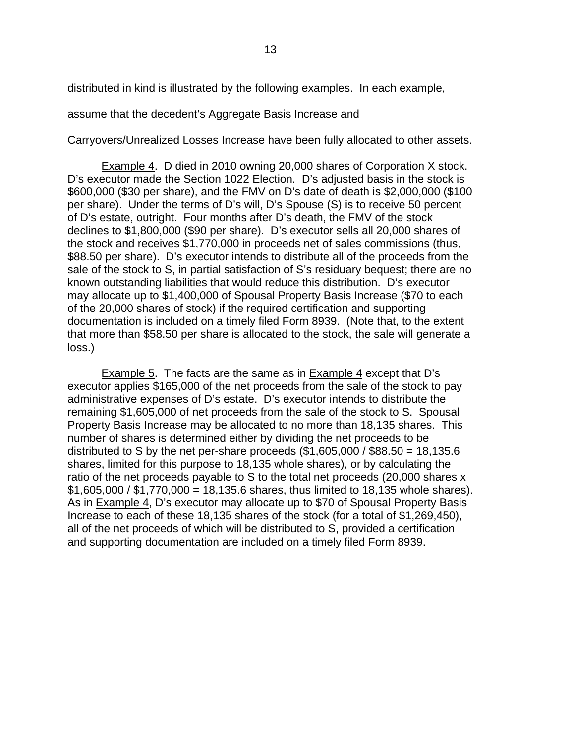distributed in kind is illustrated by the following examples. In each example, assume that the decedent's Aggregate Basis Increase and Carryovers/Unrealized Losses Increase have been fully allocated to other assets.

Example 4. D died in 2010 owning 20,000 shares of Corporation X stock. D's executor made the Section 1022 Election. D's adjusted basis in the stock is $600,000 ($30 per share), and the FMV on D's date of death is $2,000,000 ($100 per share). Under the terms of D's will, D's Spouse (S) is to receive 50 percent of D's estate, outright. Four months after D's death, the FMV of the stock declines to $1,800,000 ($90 per share). D's executor sells all 20,000 shares of the stock and receives $1,770,000 in proceeds net of sales commissions (thus, $88.50 per share). D's executor intends to distribute all of the proceeds from the sale of the stock to S, in partial satisfaction of S's residuary bequest; there are no known outstanding liabilities that would reduce this distribution. D's executor may allocate up to $1,400,000 of Spousal Property Basis Increase ($70 to each of the 20,000 shares of stock) if the required certification and supporting documentation is included on a timely filed Form 8939. (Note that, to the extent that more than $58.50 per share is allocated to the stock, the sale will generate a loss.)

Example 5. The facts are the same as in Example 4 except that D's executor applies $165,000 of the net proceeds from the sale of the stock to pay administrative expenses of D's estate. D's executor intends to distribute the remaining $1,605,000 of net proceeds from the sale of the stock to S. Spousal Property Basis Increase may be allocated to no more than 18,135 shares. This number of shares is determined either by dividing the net proceeds to be distributed to S by the net per-share proceeds ($1,605,000 / $88.50 = 18,135.6 shares, limited for this purpose to 18,135 whole shares), or by calculating the ratio of the net proceeds payable to S to the total net proceeds (20,000 shares x $1,605,000 / $1,770,000 = 18,135.6 shares, thus limited to 18,135 whole shares). As in Example 4, D's executor may allocate up to $70 of Spousal Property Basis Increase to each of these 18,135 shares of the stock (for a total of $1,269,450), all of the net proceeds of which will be distributed to S, provided a certification and supporting documentation are included on a timely filed Form 8939.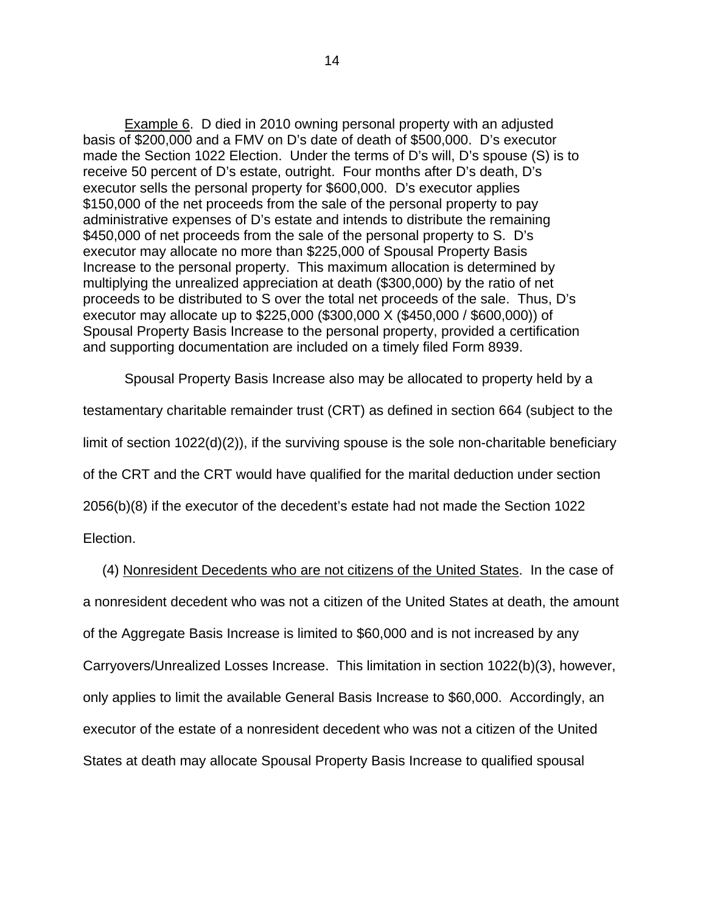Example 6. D died in 2010 owning personal property with an adjusted basis of $200,000 and a FMV on D's date of death of $500,000. D's executor made the Section 1022 Election. Under the terms of D's will, D's spouse (S) is to receive 50 percent of D's estate, outright. Four months after D's death, D's executor sells the personal property for $600,000. D's executor applies $150,000 of the net proceeds from the sale of the personal property to pay administrative expenses of D's estate and intends to distribute the remaining $450,000 of net proceeds from the sale of the personal property to S. D's executor may allocate no more than $225,000 of Spousal Property Basis Increase to the personal property. This maximum allocation is determined by multiplying the unrealized appreciation at death ($300,000) by the ratio of net proceeds to be distributed to S over the total net proceeds of the sale. Thus, D's executor may allocate up to $225,000 ($300,000 X ($450,000 / $600,000)) of Spousal Property Basis Increase to the personal property, provided a certification and supporting documentation are included on a timely filed Form 8939.

Spousal Property Basis Increase also may be allocated to property held by a testamentary charitable remainder trust (CRT) as defined in section 664 (subject to the limit of section 1022(d)(2)), if the surviving spouse is the sole non-charitable beneficiary of the CRT and the CRT would have qualified for the marital deduction under section 2056(b)(8) if the executor of the decedent's estate had not made the Section 1022 Election.

(4) Nonresident Decedents who are not citizens of the United States. In the case of a nonresident decedent who was not a citizen of the United States at death, the amount of the Aggregate Basis Increase is limited to $60,000 and is not increased by any Carryovers/Unrealized Losses Increase. This limitation in section 1022(b)(3), however, only applies to limit the available General Basis Increase to $60,000. Accordingly, an executor of the estate of a nonresident decedent who was not a citizen of the United States at death may allocate Spousal Property Basis Increase to qualified spousal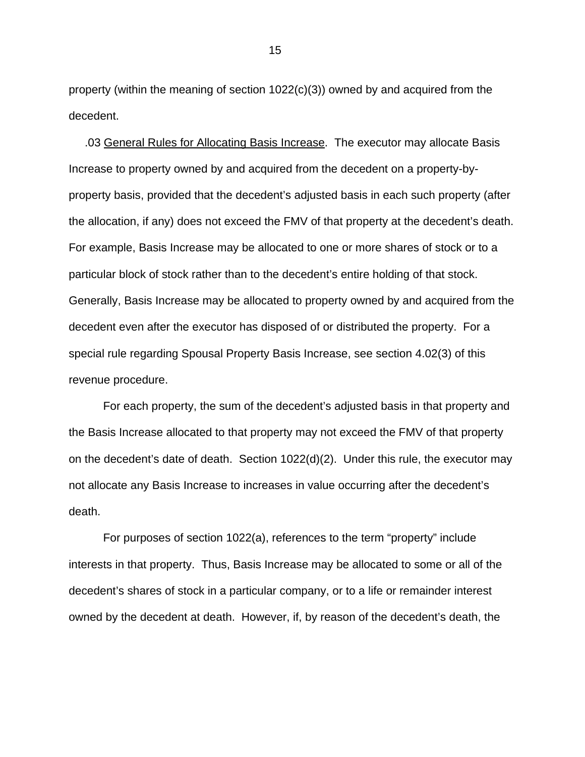property (within the meaning of section 1022(c)(3)) owned by and acquired from the decedent.

.03 General Rules for Allocating Basis Increase. The executor may allocate Basis Increase to property owned by and acquired from the decedent on a property-by-property basis, provided that the decedent's adjusted basis in each such property (after the allocation, if any) does not exceed the FMV of that property at the decedent's death. For example, Basis Increase may be allocated to one or more shares of stock or to a particular block of stock rather than to the decedent's entire holding of that stock. Generally, Basis Increase may be allocated to property owned by and acquired from the decedent even after the executor has disposed of or distributed the property. For a special rule regarding Spousal Property Basis Increase, see section 4.02(3) of this revenue procedure.

For each property, the sum of the decedent's adjusted basis in that property and the Basis Increase allocated to that property may not exceed the FMV of that property on the decedent's date of death. Section 1022(d)(2). Under this rule, the executor may not allocate any Basis Increase to increases in value occurring after the decedent's death.

For purposes of section 1022(a), references to the term "property" include interests in that property. Thus, Basis Increase may be allocated to some or all of the decedent's shares of stock in a particular company, or to a life or remainder interest owned by the decedent at death. However, if, by reason of the decedent's death, the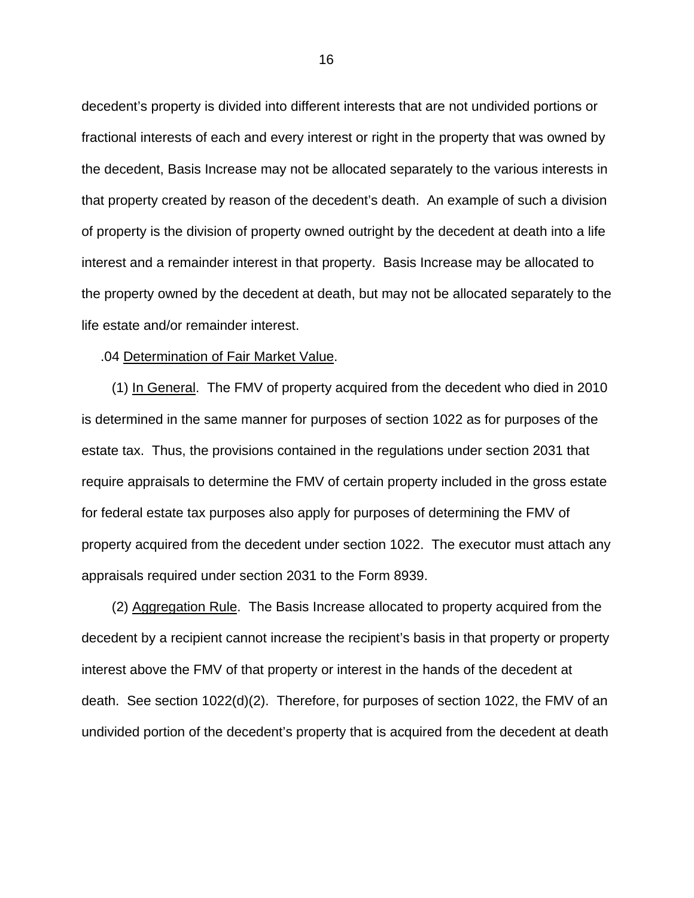decedent's property is divided into different interests that are not undivided portions or fractional interests of each and every interest or right in the property that was owned by the decedent, Basis Increase may not be allocated separately to the various interests in that property created by reason of the decedent's death. An example of such a division of property is the division of property owned outright by the decedent at death into a life interest and a remainder interest in that property. Basis Increase may be allocated to the property owned by the decedent at death, but may not be allocated separately to the life estate and/or remainder interest.

.04 Determination of Fair Market Value.

(1) In General. The FMV of property acquired from the decedent who died in 2010 is determined in the same manner for purposes of section 1022 as for purposes of the estate tax. Thus, the provisions contained in the regulations under section 2031 that require appraisals to determine the FMV of certain property included in the gross estate for federal estate tax purposes also apply for purposes of determining the FMV of property acquired from the decedent under section 1022. The executor must attach any appraisals required under section 2031 to the Form 8939.

(2) Aggregation Rule. The Basis Increase allocated to property acquired from the decedent by a recipient cannot increase the recipient's basis in that property or property interest above the FMV of that property or interest in the hands of the decedent at death. See section 1022(d)(2). Therefore, for purposes of section 1022, the FMV of an undivided portion of the decedent's property that is acquired from the decedent at death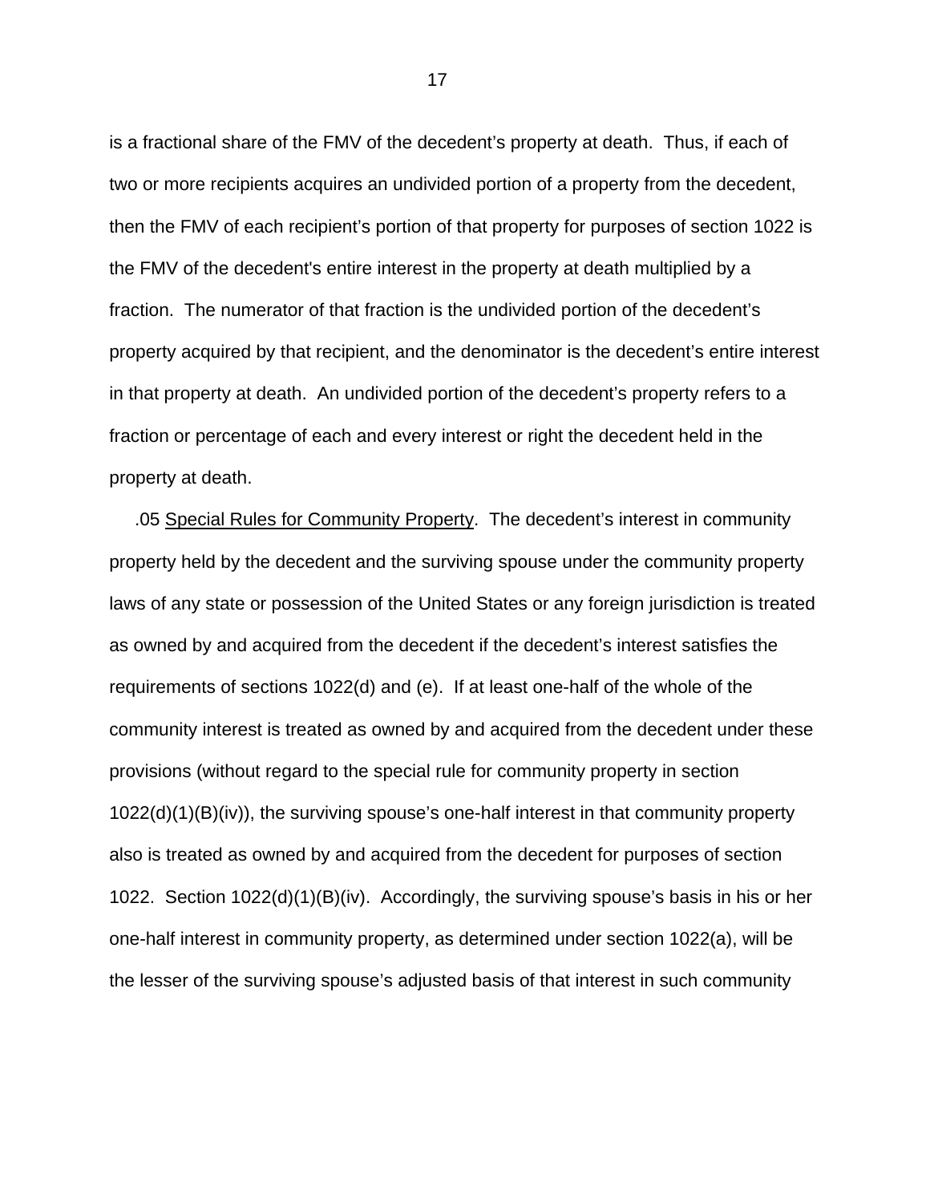is a fractional share of the FMV of the decedent's property at death. Thus, if each of two or more recipients acquires an undivided portion of a property from the decedent, then the FMV of each recipient's portion of that property for purposes of section 1022 is the FMV of the decedent's entire interest in the property at death multiplied by a fraction. The numerator of that fraction is the undivided portion of the decedent's property acquired by that recipient, and the denominator is the decedent's entire interest in that property at death. An undivided portion of the decedent's property refers to a fraction or percentage of each and every interest or right the decedent held in the property at death.

.05 Special Rules for Community Property. The decedent's interest in community property held by the decedent and the surviving spouse under the community property laws of any state or possession of the United States or any foreign jurisdiction is treated as owned by and acquired from the decedent if the decedent's interest satisfies the requirements of sections 1022(d) and (e). If at least one-half of the whole of the community interest is treated as owned by and acquired from the decedent under these provisions (without regard to the special rule for community property in section 1022(d)(1)(B)(iv)), the surviving spouse's one-half interest in that community property also is treated as owned by and acquired from the decedent for purposes of section 1022. Section 1022(d)(1)(B)(iv). Accordingly, the surviving spouse's basis in his or her one-half interest in community property, as determined under section 1022(a), will be the lesser of the surviving spouse's adjusted basis of that interest in such community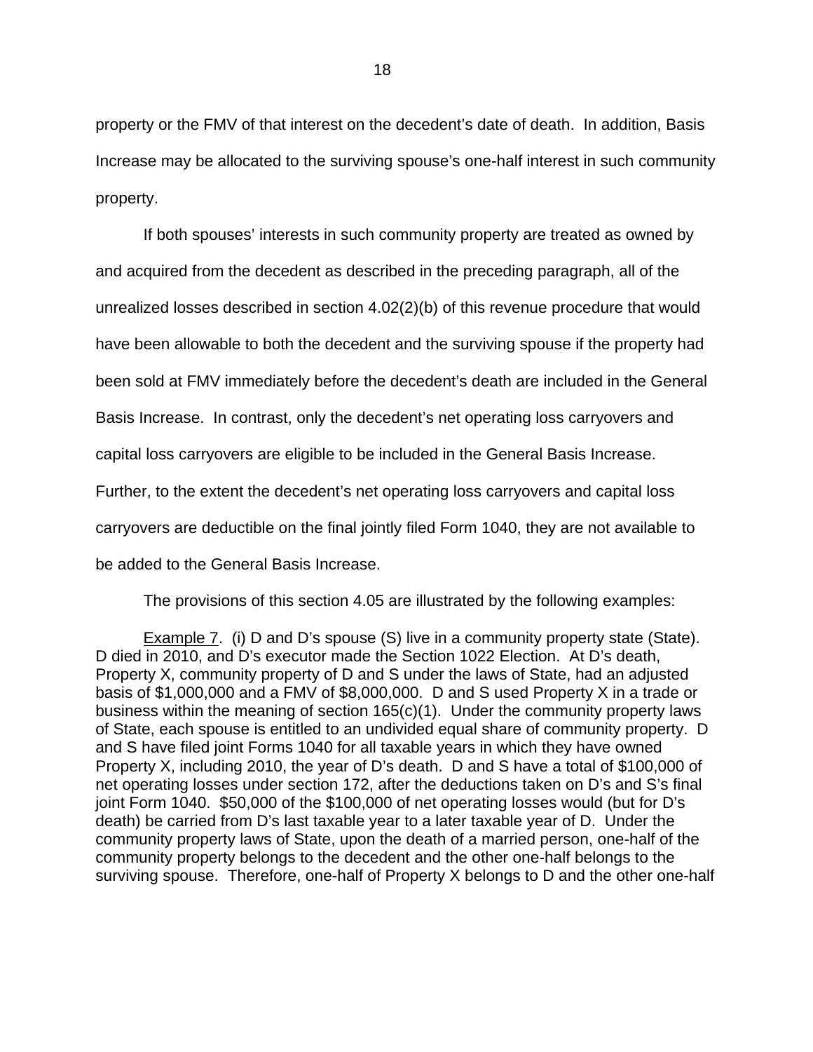property or the FMV of that interest on the decedent's date of death. In addition, Basis Increase may be allocated to the surviving spouse's one-half interest in such community property.

If both spouses' interests in such community property are treated as owned by and acquired from the decedent as described in the preceding paragraph, all of the unrealized losses described in section 4.02(2)(b) of this revenue procedure that would have been allowable to both the decedent and the surviving spouse if the property had been sold at FMV immediately before the decedent's death are included in the General Basis Increase. In contrast, only the decedent's net operating loss carryovers and capital loss carryovers are eligible to be included in the General Basis Increase. Further, to the extent the decedent's net operating loss carryovers and capital loss carryovers are deductible on the final jointly filed Form 1040, they are not available to be added to the General Basis Increase.

The provisions of this section 4.05 are illustrated by the following examples:

Example 7. (i) D and D's spouse (S) live in a community property state (State). D died in 2010, and D's executor made the Section 1022 Election. At D's death, Property X, community property of D and S under the laws of State, had an adjusted basis of $1,000,000 and a FMV of $8,000,000. D and S used Property X in a trade or business within the meaning of section 165(c)(1). Under the community property laws of State, each spouse is entitled to an undivided equal share of community property. D and S have filed joint Forms 1040 for all taxable years in which they have owned Property X, including 2010, the year of D's death. D and S have a total of $100,000 of net operating losses under section 172, after the deductions taken on D's and S's final joint Form 1040. $50,000 of the $100,000 of net operating losses would (but for D's death) be carried from D's last taxable year to a later taxable year of D. Under the community property laws of State, upon the death of a married person, one-half of the community property belongs to the decedent and the other one-half belongs to the surviving spouse. Therefore, one-half of Property X belongs to D and the other one-half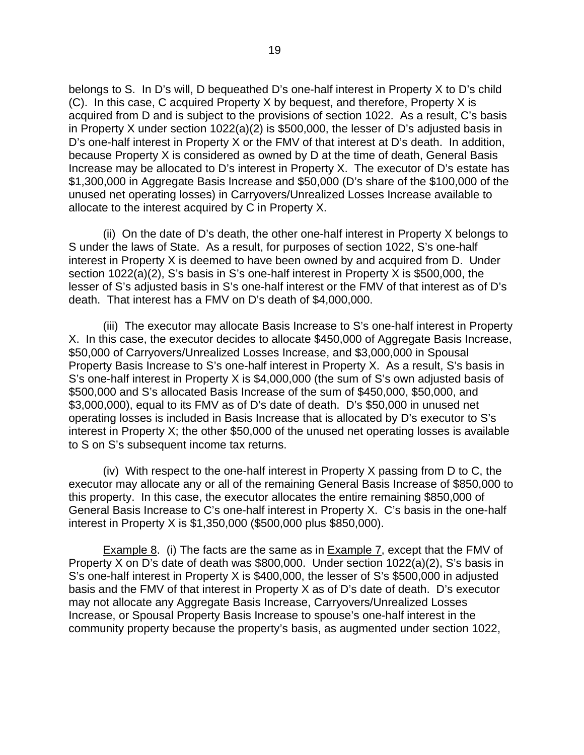belongs to S. In D's will, D bequeathed D's one-half interest in Property X to D's child (C). In this case, C acquired Property X by bequest, and therefore, Property X is acquired from D and is subject to the provisions of section 1022. As a result, C's basis in Property X under section 1022(a)(2) is $500,000, the lesser of D's adjusted basis in D's one-half interest in Property X or the FMV of that interest at D's death. In addition, because Property X is considered as owned by D at the time of death, General Basis Increase may be allocated to D's interest in Property X. The executor of D's estate has $1,300,000 in Aggregate Basis Increase and $50,000 (D's share of the $100,000 of the unused net operating losses) in Carryovers/Unrealized Losses Increase available to allocate to the interest acquired by C in Property X.

(ii) On the date of D's death, the other one-half interest in Property X belongs to S under the laws of State. As a result, for purposes of section 1022, S's one-half interest in Property X is deemed to have been owned by and acquired from D. Under section 1022(a)(2), S's basis in S's one-half interest in Property X is $500,000, the lesser of S's adjusted basis in S's one-half interest or the FMV of that interest as of D's death. That interest has a FMV on D's death of $4,000,000.

(iii) The executor may allocate Basis Increase to S's one-half interest in Property X. In this case, the executor decides to allocate $450,000 of Aggregate Basis Increase, $50,000 of Carryovers/Unrealized Losses Increase, and $3,000,000 in Spousal Property Basis Increase to S's one-half interest in Property X. As a result, S's basis in S's one-half interest in Property X is $4,000,000 (the sum of S's own adjusted basis of $500,000 and S's allocated Basis Increase of the sum of $450,000, $50,000, and $3,000,000), equal to its FMV as of D's date of death. D's $50,000 in unused net operating losses is included in Basis Increase that is allocated by D's executor to S's interest in Property X; the other $50,000 of the unused net operating losses is available to S on S's subsequent income tax returns.

(iv) With respect to the one-half interest in Property X passing from D to C, the executor may allocate any or all of the remaining General Basis Increase of $850,000 to this property. In this case, the executor allocates the entire remaining $850,000 of General Basis Increase to C's one-half interest in Property X. C's basis in the one-half interest in Property X is $1,350,000 ($500,000 plus $850,000).

<u>Example 8</u>. (i) The facts are the same as in <u>Example 7</u>, except that the FMV of Property X on D's date of death was $800,000. Under section 1022(a)(2), S's basis in S's one-half interest in Property X is $400,000, the lesser of S's $500,000 in adjusted basis and the FMV of that interest in Property X as of D's date of death. D's executor may not allocate any Aggregate Basis Increase, Carryovers/Unrealized Losses Increase, or Spousal Property Basis Increase to spouse's one-half interest in the community property because the property's basis, as augmented under section 1022,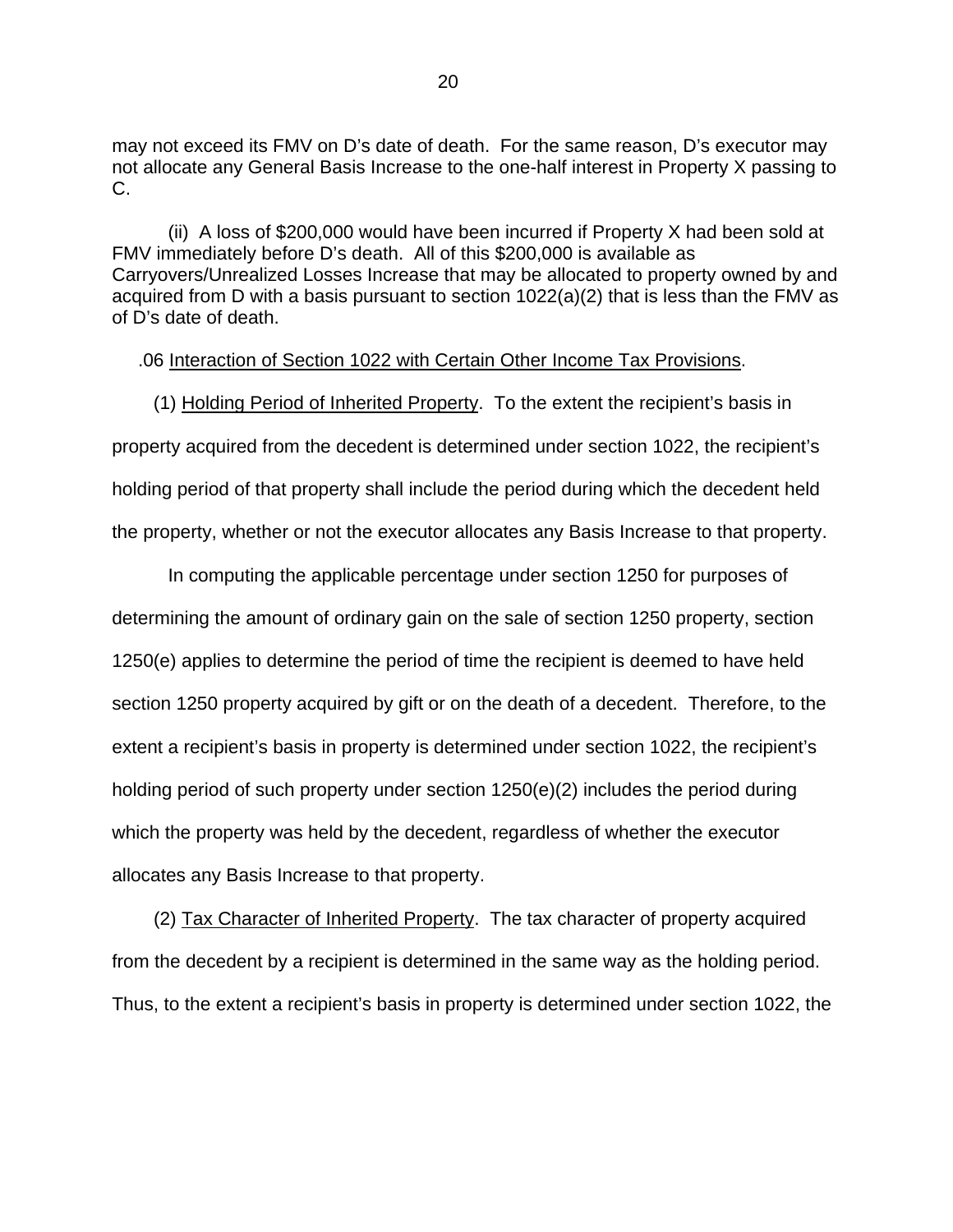may not exceed its FMV on D's date of death. For the same reason, D's executor may not allocate any General Basis Increase to the one-half interest in Property X passing to C.

(ii) A loss of $200,000 would have been incurred if Property X had been sold at FMV immediately before D's death. All of this $200,000 is available as Carryovers/Unrealized Losses Increase that may be allocated to property owned by and acquired from D with a basis pursuant to section 1022(a)(2) that is less than the FMV as of D's date of death.

.06 <u>Interaction of Section 1022 with Certain Other Income Tax Provisions</u>.

(1) <u>Holding Period of Inherited Property</u>. To the extent the recipient's basis in property acquired from the decedent is determined under section 1022, the recipient's holding period of that property shall include the period during which the decedent held the property, whether or not the executor allocates any Basis Increase to that property.

In computing the applicable percentage under section 1250 for purposes of determining the amount of ordinary gain on the sale of section 1250 property, section 1250(e) applies to determine the period of time the recipient is deemed to have held section 1250 property acquired by gift or on the death of a decedent. Therefore, to the extent a recipient's basis in property is determined under section 1022, the recipient's holding period of such property under section 1250(e)(2) includes the period during which the property was held by the decedent, regardless of whether the executor allocates any Basis Increase to that property.

(2) <u>Tax Character of Inherited Property</u>. The tax character of property acquired from the decedent by a recipient is determined in the same way as the holding period. Thus, to the extent a recipient's basis in property is determined under section 1022, the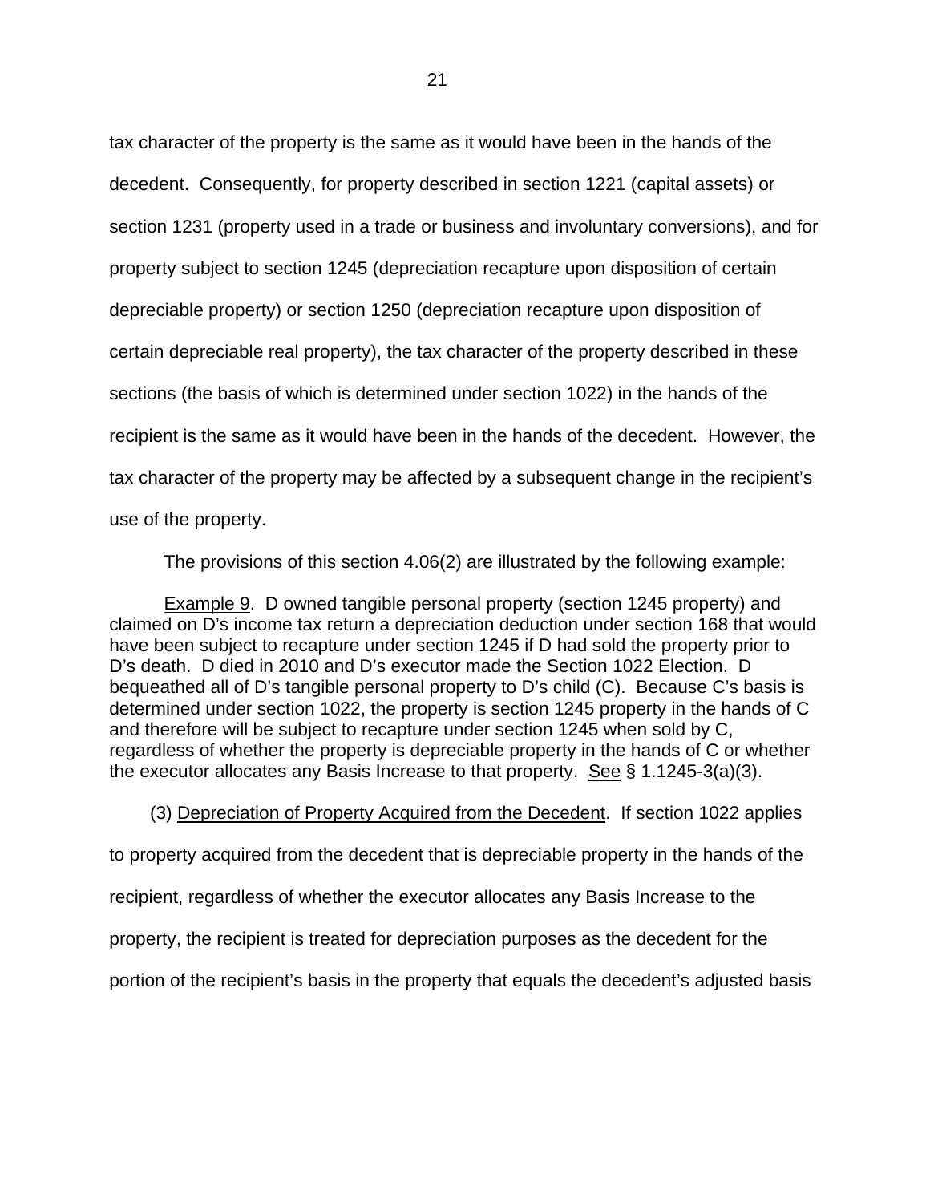tax character of the property is the same as it would have been in the hands of the decedent. Consequently, for property described in section 1221 (capital assets) or section 1231 (property used in a trade or business and involuntary conversions), and for property subject to section 1245 (depreciation recapture upon disposition of certain depreciable property) or section 1250 (depreciation recapture upon disposition of certain depreciable real property), the tax character of the property described in these sections (the basis of which is determined under section 1022) in the hands of the recipient is the same as it would have been in the hands of the decedent. However, the tax character of the property may be affected by a subsequent change in the recipient's use of the property.

The provisions of this section 4.06(2) are illustrated by the following example:

Example 9. D owned tangible personal property (section 1245 property) and claimed on D's income tax return a depreciation deduction under section 168 that would have been subject to recapture under section 1245 if D had sold the property prior to D's death. D died in 2010 and D's executor made the Section 1022 Election. D bequeathed all of D's tangible personal property to D's child (C). Because C's basis is determined under section 1022, the property is section 1245 property in the hands of C and therefore will be subject to recapture under section 1245 when sold by C, regardless of whether the property is depreciable property in the hands of C or whether the executor allocates any Basis Increase to that property. See § 1.1245-3(a)(3).

(3) Depreciation of Property Acquired from the Decedent. If section 1022 applies to property acquired from the decedent that is depreciable property in the hands of the recipient, regardless of whether the executor allocates any Basis Increase to the property, the recipient is treated for depreciation purposes as the decedent for the portion of the recipient's basis in the property that equals the decedent's adjusted basis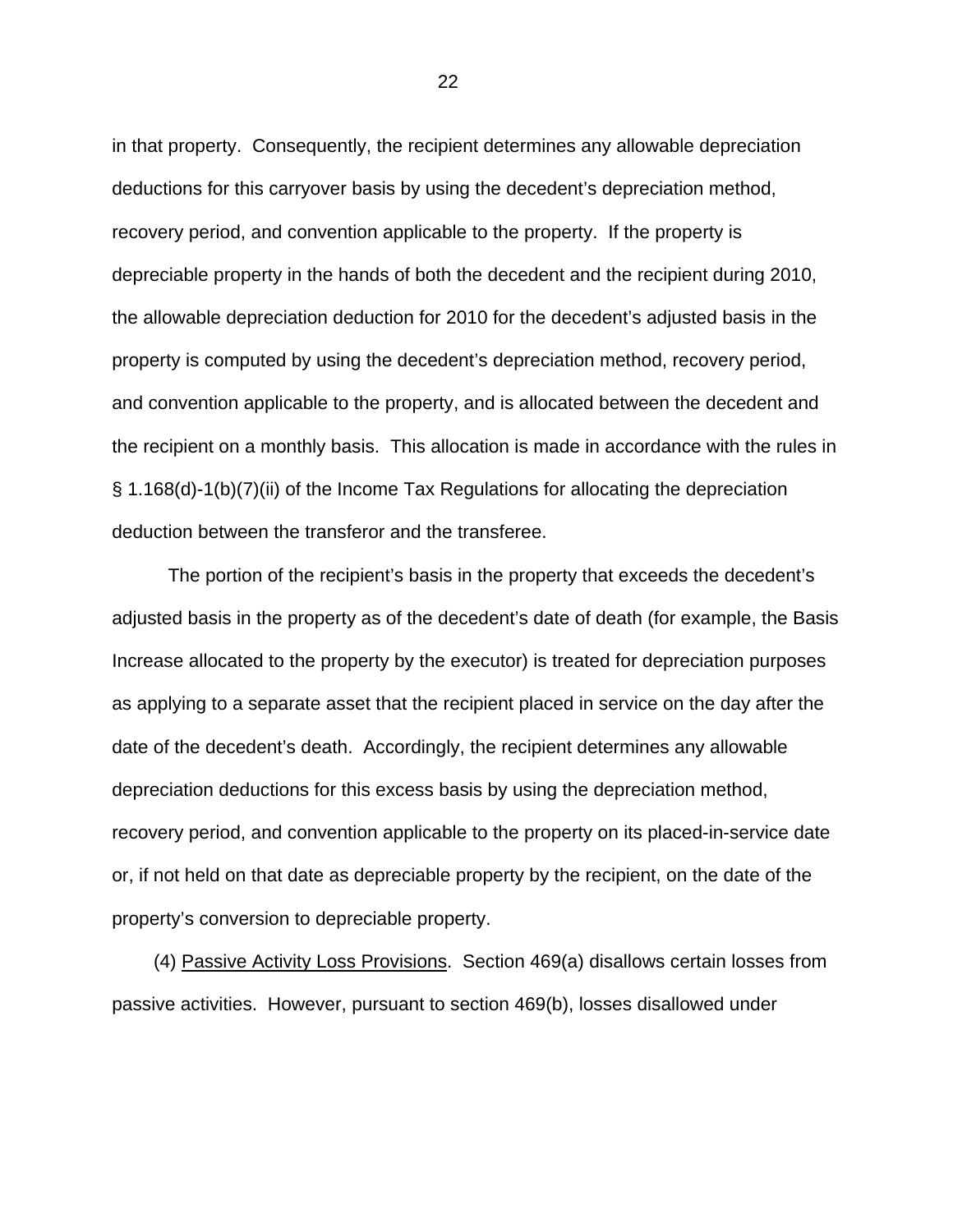in that property. Consequently, the recipient determines any allowable depreciation deductions for this carryover basis by using the decedent's depreciation method, recovery period, and convention applicable to the property. If the property is depreciable property in the hands of both the decedent and the recipient during 2010, the allowable depreciation deduction for 2010 for the decedent's adjusted basis in the property is computed by using the decedent's depreciation method, recovery period, and convention applicable to the property, and is allocated between the decedent and the recipient on a monthly basis. This allocation is made in accordance with the rules in § 1.168(d)-1(b)(7)(ii) of the Income Tax Regulations for allocating the depreciation deduction between the transferor and the transferee.

The portion of the recipient's basis in the property that exceeds the decedent's adjusted basis in the property as of the decedent's date of death (for example, the Basis Increase allocated to the property by the executor) is treated for depreciation purposes as applying to a separate asset that the recipient placed in service on the day after the date of the decedent's death. Accordingly, the recipient determines any allowable depreciation deductions for this excess basis by using the depreciation method, recovery period, and convention applicable to the property on its placed-in-service date or, if not held on that date as depreciable property by the recipient, on the date of the property's conversion to depreciable property.

(4) Passive Activity Loss Provisions. Section 469(a) disallows certain losses from passive activities. However, pursuant to section 469(b), losses disallowed under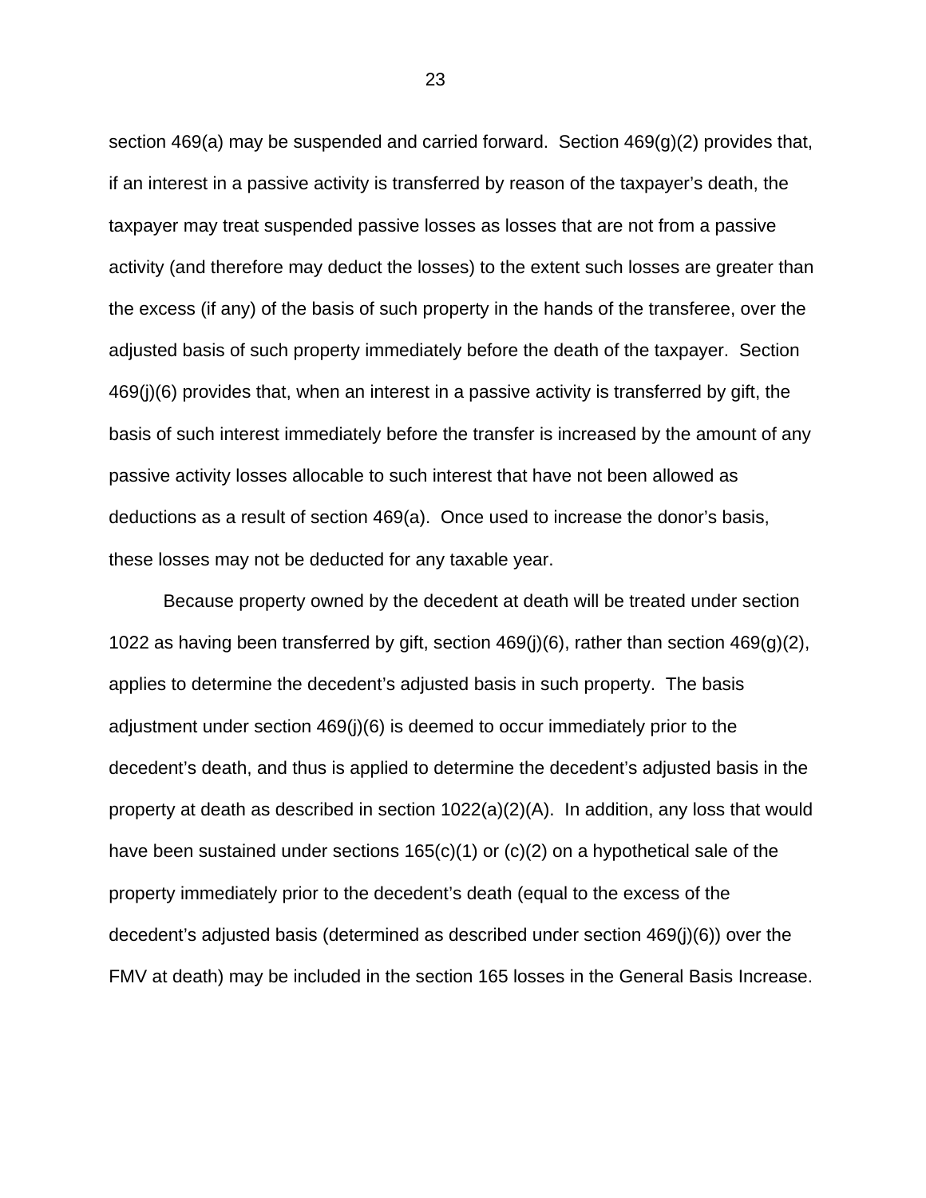section 469(a) may be suspended and carried forward. Section 469(g)(2) provides that, if an interest in a passive activity is transferred by reason of the taxpayer's death, the taxpayer may treat suspended passive losses as losses that are not from a passive activity (and therefore may deduct the losses) to the extent such losses are greater than the excess (if any) of the basis of such property in the hands of the transferee, over the adjusted basis of such property immediately before the death of the taxpayer. Section 469(j)(6) provides that, when an interest in a passive activity is transferred by gift, the basis of such interest immediately before the transfer is increased by the amount of any passive activity losses allocable to such interest that have not been allowed as deductions as a result of section 469(a). Once used to increase the donor's basis, these losses may not be deducted for any taxable year.

Because property owned by the decedent at death will be treated under section 1022 as having been transferred by gift, section 469(j)(6), rather than section 469(g)(2), applies to determine the decedent's adjusted basis in such property. The basis adjustment under section 469(j)(6) is deemed to occur immediately prior to the decedent's death, and thus is applied to determine the decedent's adjusted basis in the property at death as described in section 1022(a)(2)(A). In addition, any loss that would have been sustained under sections 165(c)(1) or (c)(2) on a hypothetical sale of the property immediately prior to the decedent's death (equal to the excess of the decedent's adjusted basis (determined as described under section 469(j)(6)) over the FMV at death) may be included in the section 165 losses in the General Basis Increase.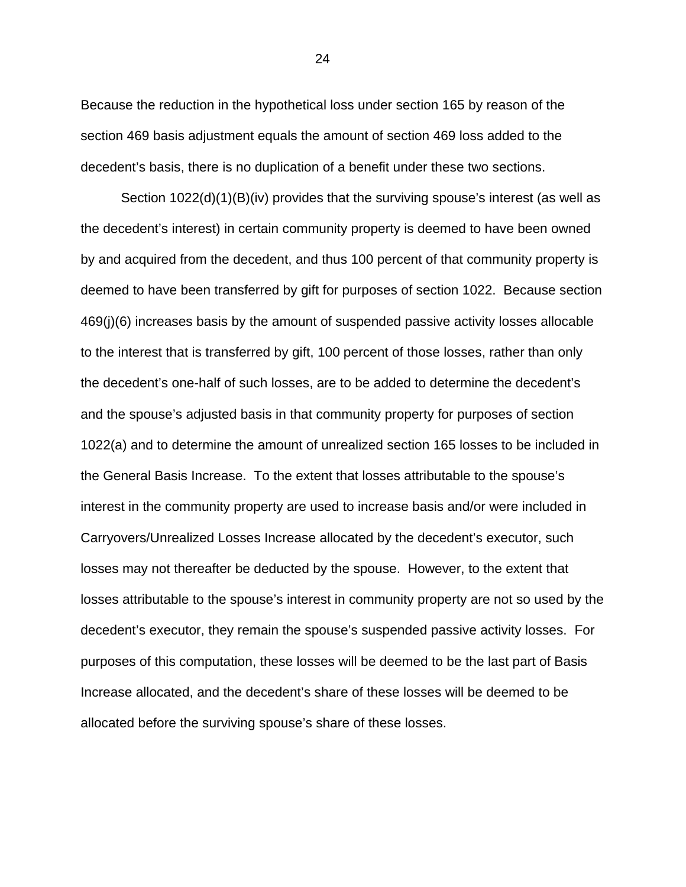Because the reduction in the hypothetical loss under section 165 by reason of the section 469 basis adjustment equals the amount of section 469 loss added to the decedent's basis, there is no duplication of a benefit under these two sections.

Section 1022(d)(1)(B)(iv) provides that the surviving spouse's interest (as well as the decedent's interest) in certain community property is deemed to have been owned by and acquired from the decedent, and thus 100 percent of that community property is deemed to have been transferred by gift for purposes of section 1022. Because section 469(j)(6) increases basis by the amount of suspended passive activity losses allocable to the interest that is transferred by gift, 100 percent of those losses, rather than only the decedent's one-half of such losses, are to be added to determine the decedent's and the spouse's adjusted basis in that community property for purposes of section 1022(a) and to determine the amount of unrealized section 165 losses to be included in the General Basis Increase. To the extent that losses attributable to the spouse's interest in the community property are used to increase basis and/or were included in Carryovers/Unrealized Losses Increase allocated by the decedent's executor, such losses may not thereafter be deducted by the spouse. However, to the extent that losses attributable to the spouse's interest in community property are not so used by the decedent's executor, they remain the spouse's suspended passive activity losses. For purposes of this computation, these losses will be deemed to be the last part of Basis Increase allocated, and the decedent's share of these losses will be deemed to be allocated before the surviving spouse's share of these losses.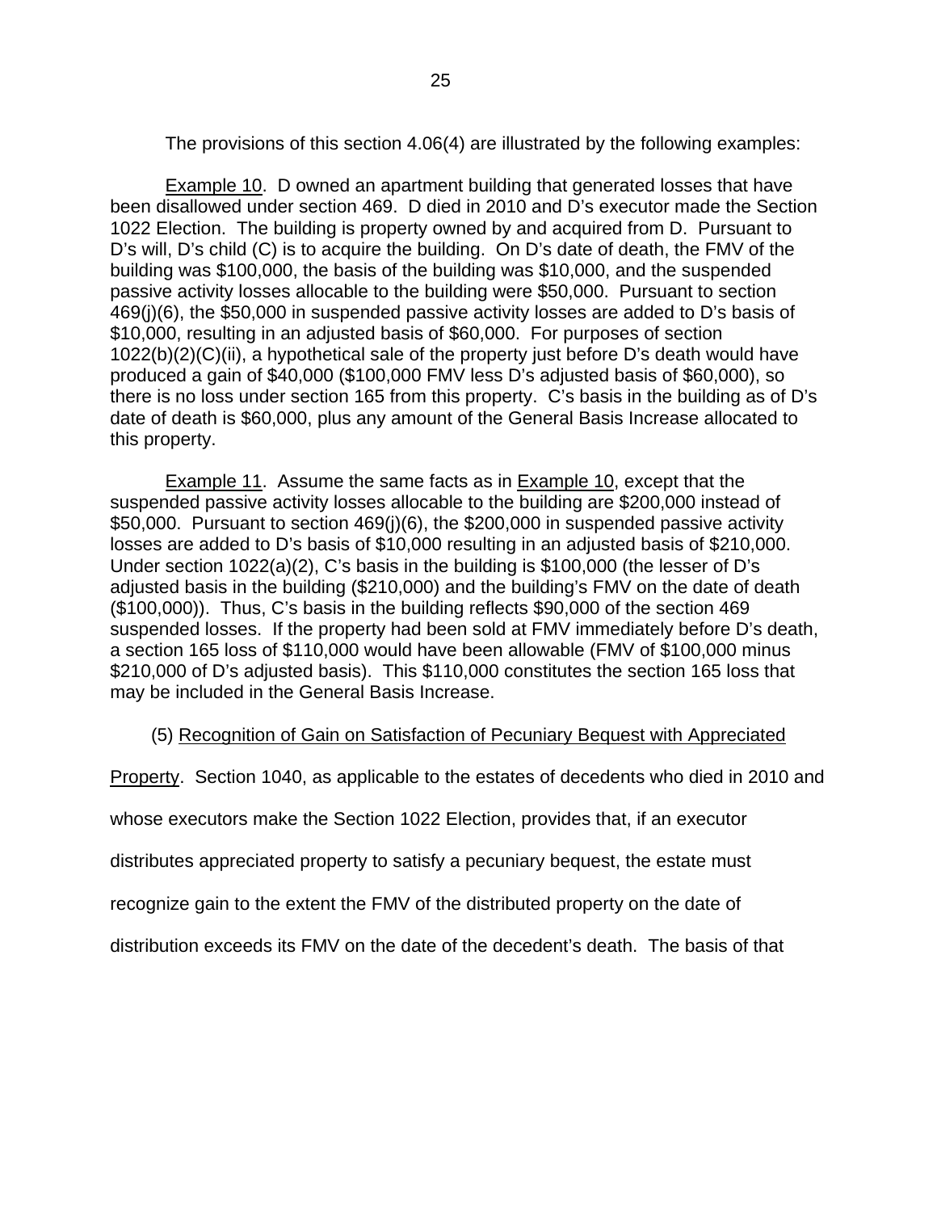The provisions of this section 4.06(4) are illustrated by the following examples:

Example 10. D owned an apartment building that generated losses that have been disallowed under section 469. D died in 2010 and D's executor made the Section 1022 Election. The building is property owned by and acquired from D. Pursuant to D's will, D's child (C) is to acquire the building. On D's date of death, the FMV of the building was $100,000, the basis of the building was $10,000, and the suspended passive activity losses allocable to the building were $50,000. Pursuant to section 469(j)(6), the $50,000 in suspended passive activity losses are added to D's basis of $10,000, resulting in an adjusted basis of $60,000. For purposes of section 1022(b)(2)(C)(ii), a hypothetical sale of the property just before D's death would have produced a gain of $40,000 ($100,000 FMV less D's adjusted basis of $60,000), so there is no loss under section 165 from this property. C's basis in the building as of D's date of death is $60,000, plus any amount of the General Basis Increase allocated to this property.

Example 11. Assume the same facts as in Example 10, except that the suspended passive activity losses allocable to the building are $200,000 instead of $50,000. Pursuant to section 469(j)(6), the $200,000 in suspended passive activity losses are added to D's basis of $10,000 resulting in an adjusted basis of $210,000. Under section 1022(a)(2), C's basis in the building is $100,000 (the lesser of D's adjusted basis in the building ($210,000) and the building's FMV on the date of death ($100,000)). Thus, C's basis in the building reflects $90,000 of the section 469 suspended losses. If the property had been sold at FMV immediately before D's death, a section 165 loss of $110,000 would have been allowable (FMV of $100,000 minus $210,000 of D's adjusted basis). This $110,000 constitutes the section 165 loss that may be included in the General Basis Increase.

(5) Recognition of Gain on Satisfaction of Pecuniary Bequest with Appreciated Property. Section 1040, as applicable to the estates of decedents who died in 2010 and whose executors make the Section 1022 Election, provides that, if an executor distributes appreciated property to satisfy a pecuniary bequest, the estate must recognize gain to the extent the FMV of the distributed property on the date of distribution exceeds its FMV on the date of the decedent's death. The basis of that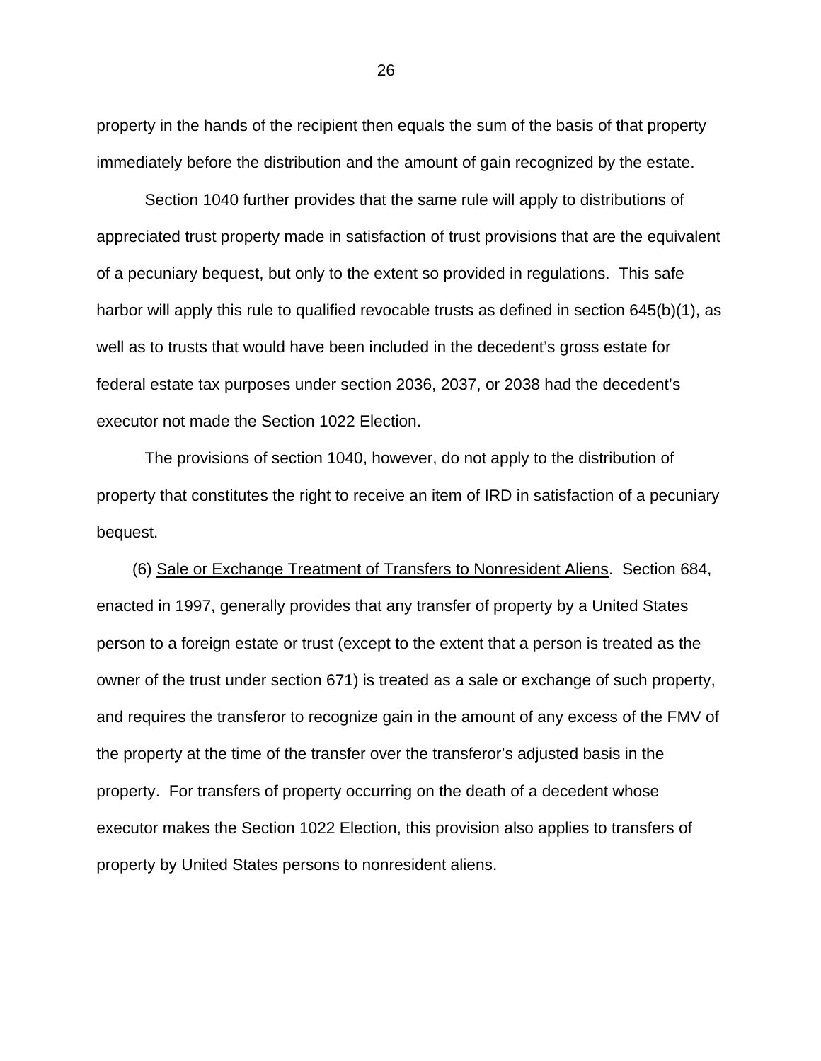property in the hands of the recipient then equals the sum of the basis of that property immediately before the distribution and the amount of gain recognized by the estate.

Section 1040 further provides that the same rule will apply to distributions of appreciated trust property made in satisfaction of trust provisions that are the equivalent of a pecuniary bequest, but only to the extent so provided in regulations. This safe harbor will apply this rule to qualified revocable trusts as defined in section 645(b)(1), as well as to trusts that would have been included in the decedent's gross estate for federal estate tax purposes under section 2036, 2037, or 2038 had the decedent's executor not made the Section 1022 Election.

The provisions of section 1040, however, do not apply to the distribution of property that constitutes the right to receive an item of IRD in satisfaction of a pecuniary bequest.

(6) Sale or Exchange Treatment of Transfers to Nonresident Aliens. Section 684, enacted in 1997, generally provides that any transfer of property by a United States person to a foreign estate or trust (except to the extent that a person is treated as the owner of the trust under section 671) is treated as a sale or exchange of such property, and requires the transferor to recognize gain in the amount of any excess of the FMV of the property at the time of the transfer over the transferor's adjusted basis in the property. For transfers of property occurring on the death of a decedent whose executor makes the Section 1022 Election, this provision also applies to transfers of property by United States persons to nonresident aliens.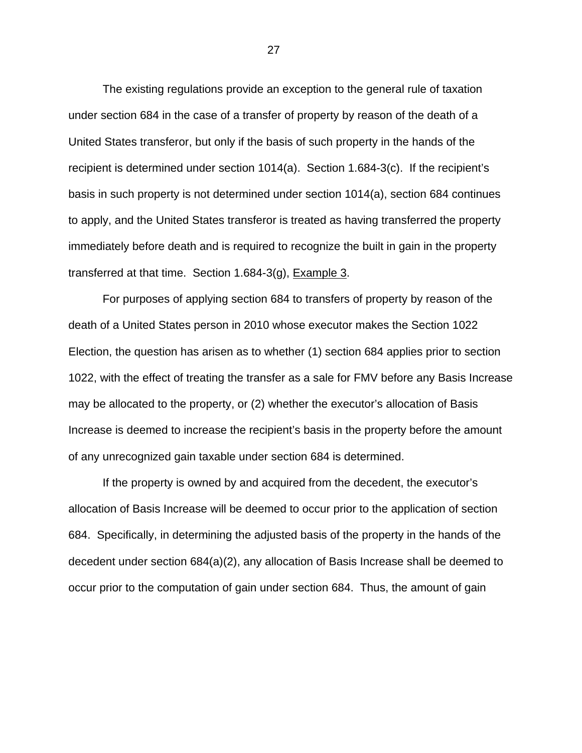The existing regulations provide an exception to the general rule of taxation under section 684 in the case of a transfer of property by reason of the death of a United States transferor, but only if the basis of such property in the hands of the recipient is determined under section 1014(a). Section 1.684-3(c). If the recipient's basis in such property is not determined under section 1014(a), section 684 continues to apply, and the United States transferor is treated as having transferred the property immediately before death and is required to recognize the built in gain in the property transferred at that time. Section 1.684-3(g), Example 3.

For purposes of applying section 684 to transfers of property by reason of the death of a United States person in 2010 whose executor makes the Section 1022 Election, the question has arisen as to whether (1) section 684 applies prior to section 1022, with the effect of treating the transfer as a sale for FMV before any Basis Increase may be allocated to the property, or (2) whether the executor's allocation of Basis Increase is deemed to increase the recipient's basis in the property before the amount of any unrecognized gain taxable under section 684 is determined.

If the property is owned by and acquired from the decedent, the executor's allocation of Basis Increase will be deemed to occur prior to the application of section 684. Specifically, in determining the adjusted basis of the property in the hands of the decedent under section 684(a)(2), any allocation of Basis Increase shall be deemed to occur prior to the computation of gain under section 684. Thus, the amount of gain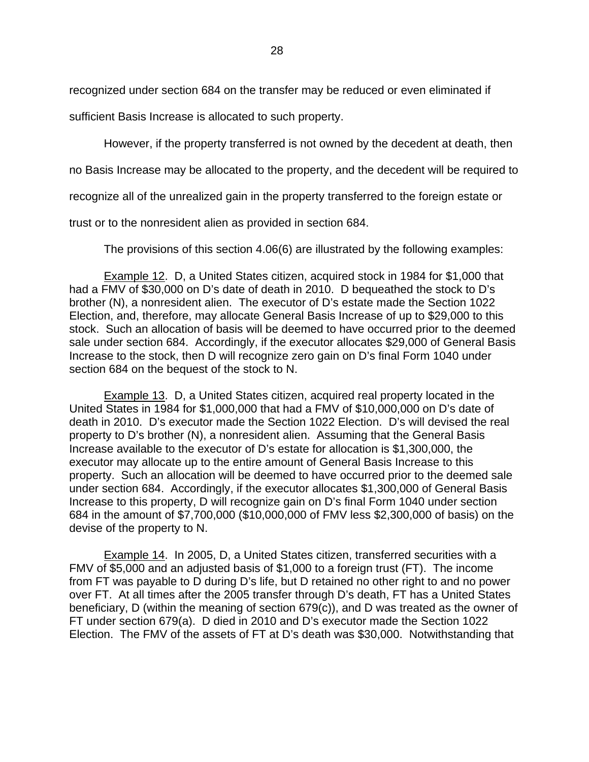recognized under section 684 on the transfer may be reduced or even eliminated if sufficient Basis Increase is allocated to such property.

However, if the property transferred is not owned by the decedent at death, then no Basis Increase may be allocated to the property, and the decedent will be required to recognize all of the unrealized gain in the property transferred to the foreign estate or trust or to the nonresident alien as provided in section 684.

The provisions of this section 4.06(6) are illustrated by the following examples:

Example 12. D, a United States citizen, acquired stock in 1984 for $1,000 that had a FMV of $30,000 on D's date of death in 2010. D bequeathed the stock to D's brother (N), a nonresident alien. The executor of D's estate made the Section 1022 Election, and, therefore, may allocate General Basis Increase of up to $29,000 to this stock. Such an allocation of basis will be deemed to have occurred prior to the deemed sale under section 684. Accordingly, if the executor allocates $29,000 of General Basis Increase to the stock, then D will recognize zero gain on D's final Form 1040 under section 684 on the bequest of the stock to N.

Example 13. D, a United States citizen, acquired real property located in the United States in 1984 for $1,000,000 that had a FMV of $10,000,000 on D's date of death in 2010. D's executor made the Section 1022 Election. D's will devised the real property to D's brother (N), a nonresident alien. Assuming that the General Basis Increase available to the executor of D's estate for allocation is $1,300,000, the executor may allocate up to the entire amount of General Basis Increase to this property. Such an allocation will be deemed to have occurred prior to the deemed sale under section 684. Accordingly, if the executor allocates $1,300,000 of General Basis Increase to this property, D will recognize gain on D's final Form 1040 under section 684 in the amount of $7,700,000 ($10,000,000 of FMV less $2,300,000 of basis) on the devise of the property to N.

Example 14. In 2005, D, a United States citizen, transferred securities with a FMV of $5,000 and an adjusted basis of $1,000 to a foreign trust (FT). The income from FT was payable to D during D's life, but D retained no other right to and no power over FT. At all times after the 2005 transfer through D's death, FT has a United States beneficiary, D (within the meaning of section 679(c)), and D was treated as the owner of FT under section 679(a). D died in 2010 and D's executor made the Section 1022 Election. The FMV of the assets of FT at D's death was $30,000. Notwithstanding that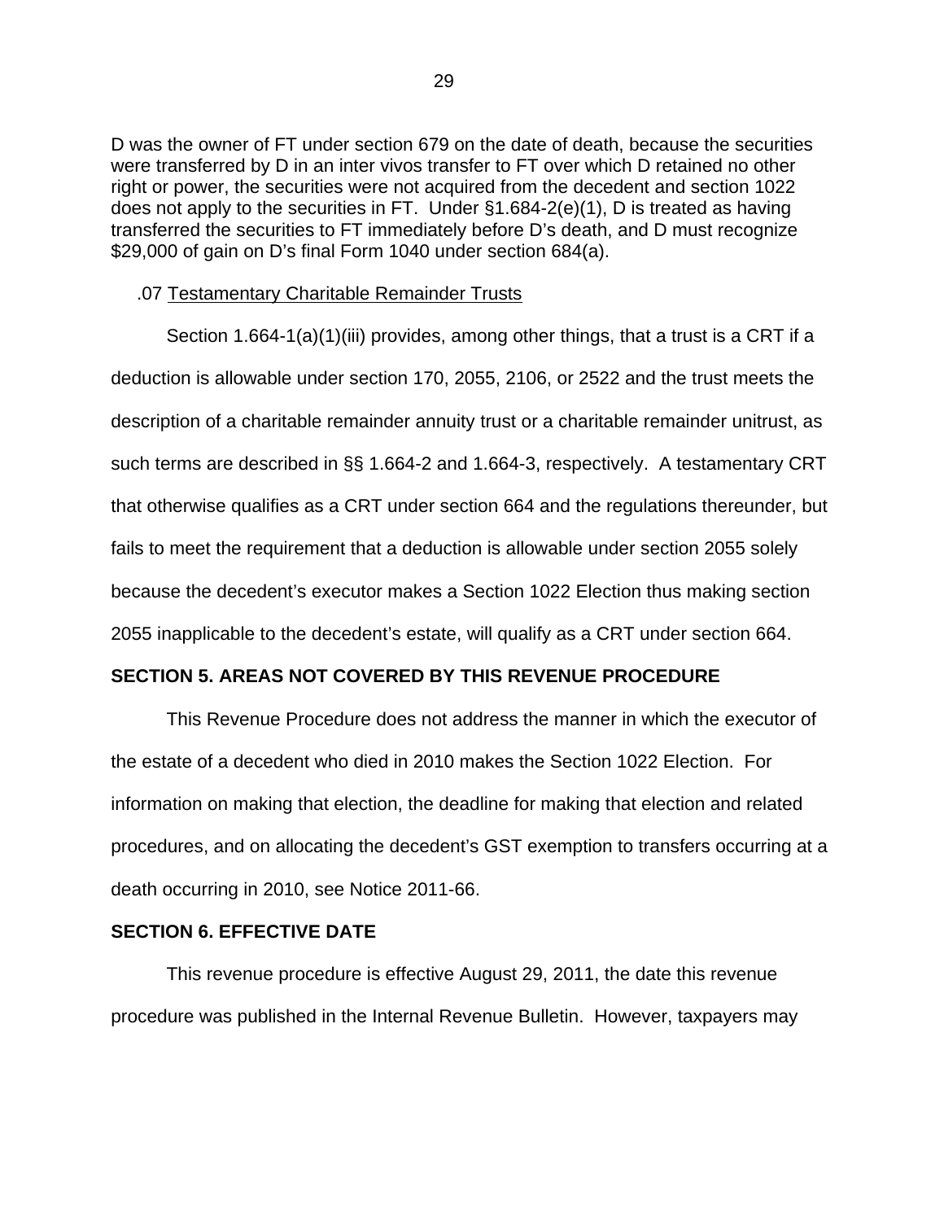D was the owner of FT under section 679 on the date of death, because the securities were transferred by D in an inter vivos transfer to FT over which D retained no other right or power, the securities were not acquired from the decedent and section 1022 does not apply to the securities in FT. Under §1.684-2(e)(1), D is treated as having transferred the securities to FT immediately before D's death, and D must recognize $29,000 of gain on D's final Form 1040 under section 684(a).

.07 Testamentary Charitable Remainder Trusts

Section 1.664-1(a)(1)(iii) provides, among other things, that a trust is a CRT if a deduction is allowable under section 170, 2055, 2106, or 2522 and the trust meets the description of a charitable remainder annuity trust or a charitable remainder unitrust, as such terms are described in §§ 1.664-2 and 1.664-3, respectively. A testamentary CRT that otherwise qualifies as a CRT under section 664 and the regulations thereunder, but fails to meet the requirement that a deduction is allowable under section 2055 solely because the decedent's executor makes a Section 1022 Election thus making section 2055 inapplicable to the decedent's estate, will qualify as a CRT under section 664.

**SECTION 5. AREAS NOT COVERED BY THIS REVENUE PROCEDURE**

This Revenue Procedure does not address the manner in which the executor of the estate of a decedent who died in 2010 makes the Section 1022 Election. For information on making that election, the deadline for making that election and related procedures, and on allocating the decedent's GST exemption to transfers occurring at a death occurring in 2010, see Notice 2011-66.

**SECTION 6. EFFECTIVE DATE**

This revenue procedure is effective August 29, 2011, the date this revenue procedure was published in the Internal Revenue Bulletin. However, taxpayers may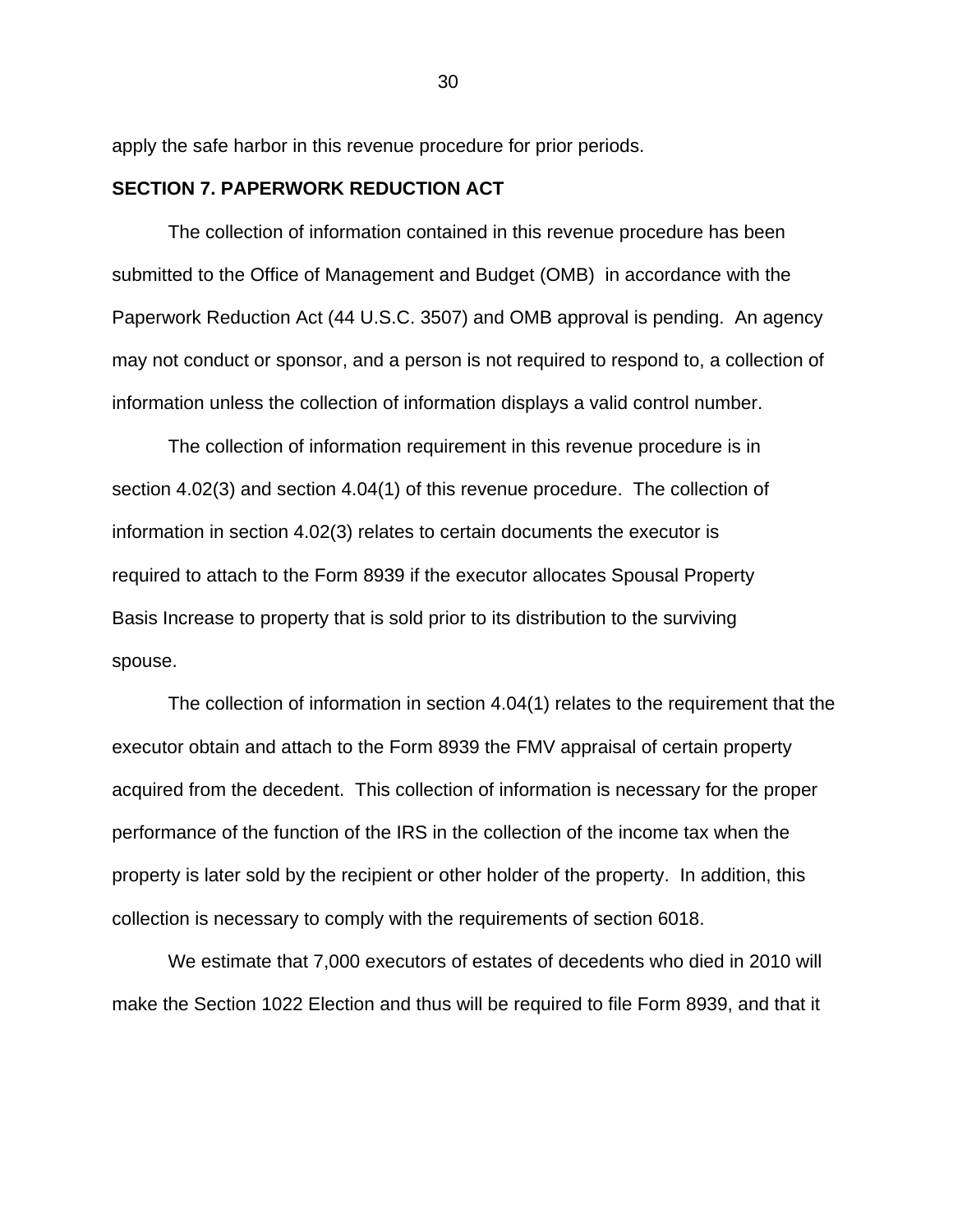apply the safe harbor in this revenue procedure for prior periods.

**SECTION 7. PAPERWORK REDUCTION ACT**

The collection of information contained in this revenue procedure has been submitted to the Office of Management and Budget (OMB) in accordance with the Paperwork Reduction Act (44 U.S.C. 3507) and OMB approval is pending. An agency may not conduct or sponsor, and a person is not required to respond to, a collection of information unless the collection of information displays a valid control number.

The collection of information requirement in this revenue procedure is in section 4.02(3) and section 4.04(1) of this revenue procedure. The collection of information in section 4.02(3) relates to certain documents the executor is required to attach to the Form 8939 if the executor allocates Spousal Property Basis Increase to property that is sold prior to its distribution to the surviving spouse.

The collection of information in section 4.04(1) relates to the requirement that the executor obtain and attach to the Form 8939 the FMV appraisal of certain property acquired from the decedent. This collection of information is necessary for the proper performance of the function of the IRS in the collection of the income tax when the property is later sold by the recipient or other holder of the property. In addition, this collection is necessary to comply with the requirements of section 6018.

We estimate that 7,000 executors of estates of decedents who died in 2010 will make the Section 1022 Election and thus will be required to file Form 8939, and that it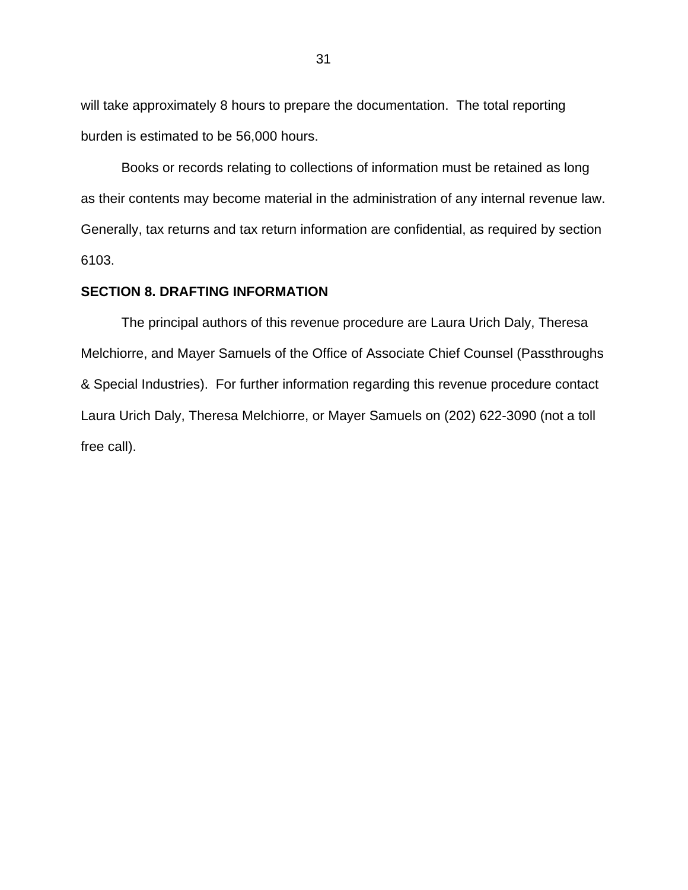will take approximately 8 hours to prepare the documentation. The total reporting burden is estimated to be 56,000 hours.

Books or records relating to collections of information must be retained as long as their contents may become material in the administration of any internal revenue law. Generally, tax returns and tax return information are confidential, as required by section 6103.

**SECTION 8. DRAFTING INFORMATION**

The principal authors of this revenue procedure are Laura Urich Daly, Theresa Melchiorre, and Mayer Samuels of the Office of Associate Chief Counsel (Passthroughs & Special Industries). For further information regarding this revenue procedure contact Laura Urich Daly, Theresa Melchiorre, or Mayer Samuels on (202) 622-3090 (not a toll free call).